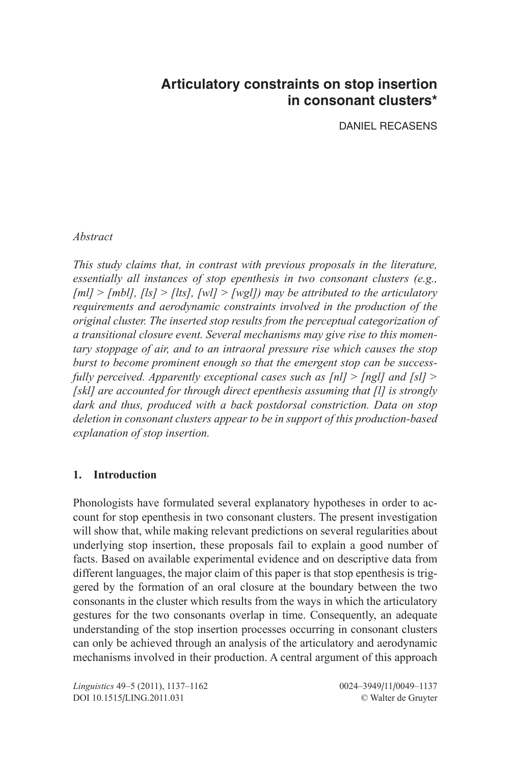# Articulatory constraints on stop insertion in consonant clusters*

DANIEL RECASENS

*Abstract*

*This study claims that, in contrast with previous proposals in the literature, essentially all instances of stop epenthesis in two consonant clusters (e.g., [ml] > [mbl], [ls] > [lts], [wl] > [wgl]) may be attributed to the articulatory requirements and aerodynamic constraints involved in the production of the original cluster. The inserted stop results from the perceptual categorization of a transitional closure event. Several mechanisms may give rise to this momentary stoppage of air, and to an intraoral pressure rise which causes the stop burst to become prominent enough so that the emergent stop can be successfully perceived. Apparently exceptional cases such as [nl] > [ngl] and [sl] > [skl] are accounted for through direct epenthesis assuming that [l] is strongly dark and thus, produced with a back postdorsal constriction. Data on stop deletion in consonant clusters appear to be in support of this production-based explanation of stop insertion.*

## 1. Introduction

Phonologists have formulated several explanatory hypotheses in order to account for stop epenthesis in two consonant clusters. The present investigation will show that, while making relevant predictions on several regularities about underlying stop insertion, these proposals fail to explain a good number of facts. Based on available experimental evidence and on descriptive data from different languages, the major claim of this paper is that stop epenthesis is triggered by the formation of an oral closure at the boundary between the two consonants in the cluster which results from the ways in which the articulatory gestures for the two consonants overlap in time. Consequently, an adequate understanding of the stop insertion processes occurring in consonant clusters can only be achieved through an analysis of the articulatory and aerodynamic mechanisms involved in their production. A central argument of this approach

*Linguistics* 49–5 (2011), 1137–1162 0024–3949/11/0049–1137
DOI 10.1515/LING.2011.031 © Walter de Gruyter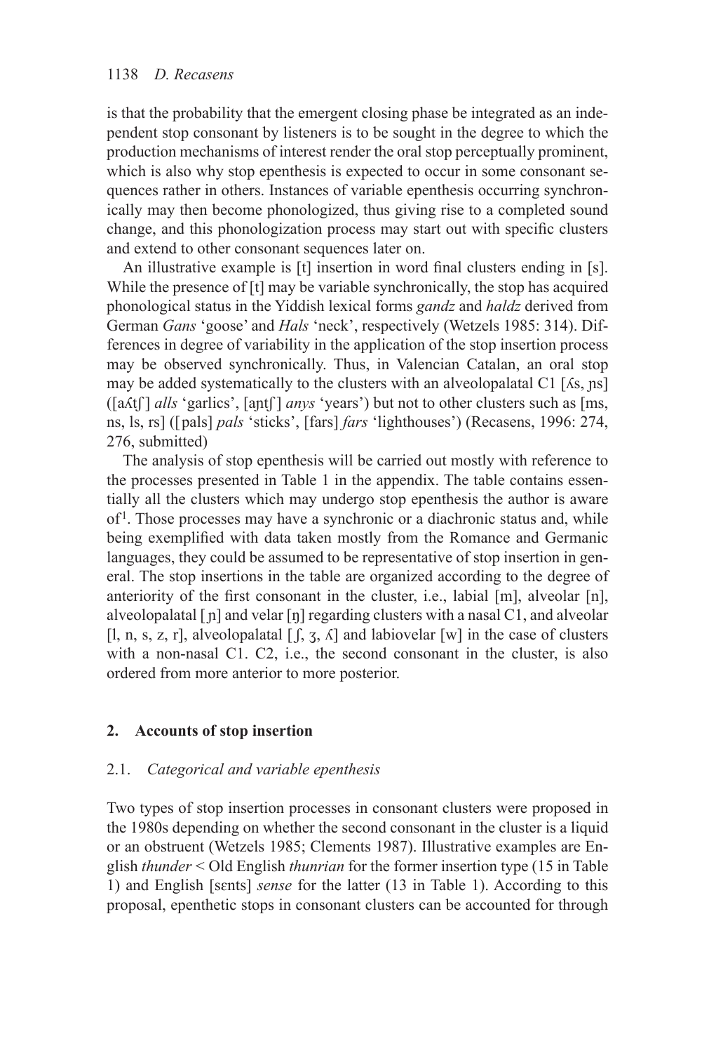is that the probability that the emergent closing phase be integrated as an independent stop consonant by listeners is to be sought in the degree to which the production mechanisms of interest render the oral stop perceptually prominent, which is also why stop epenthesis is expected to occur in some consonant sequences rather in others. Instances of variable epenthesis occurring synchronically may then become phonologized, thus giving rise to a completed sound change, and this phonologization process may start out with specific clusters and extend to other consonant sequences later on.

An illustrative example is [t] insertion in word final clusters ending in [s]. While the presence of [t] may be variable synchronically, the stop has acquired phonological status in the Yiddish lexical forms *gandz* and *haldz* derived from German *Gans* 'goose' and *Hals* 'neck', respectively (Wetzels 1985: 314). Differences in degree of variability in the application of the stop insertion process may be observed synchronically. Thus, in Valencian Catalan, an oral stop may be added systematically to the clusters with an alveolopalatal C1 [ʎs, ɲs] ([aʎtʃ] *alls* 'garlics', [aɲtʃ] *anys* 'years') but not to other clusters such as [ms, ns, ls, rs] ([pals] *pals* 'sticks', [fars] *fars* 'lighthouses') (Recasens, 1996: 274, 276, submitted)

The analysis of stop epenthesis will be carried out mostly with reference to the processes presented in Table 1 in the appendix. The table contains essentially all the clusters which may undergo stop epenthesis the author is aware of[1]. Those processes may have a synchronic or a diachronic status and, while being exemplified with data taken mostly from the Romance and Germanic languages, they could be assumed to be representative of stop insertion in general. The stop insertions in the table are organized according to the degree of anteriority of the first consonant in the cluster, i.e., labial [m], alveolar [n], alveolopalatal [ɲ] and velar [ŋ] regarding clusters with a nasal C1, and alveolar [l, n, s, z, r], alveolopalatal [ʃ, ʒ, ʎ] and labiovelar [w] in the case of clusters with a non-nasal C1. C2, i.e., the second consonant in the cluster, is also ordered from more anterior to more posterior.

## 2. Accounts of stop insertion

### 2.1. *Categorical and variable epenthesis*

Two types of stop insertion processes in consonant clusters were proposed in the 1980s depending on whether the second consonant in the cluster is a liquid or an obstruent (Wetzels 1985; Clements 1987). Illustrative examples are English *thunder* < Old English *thunrian* for the former insertion type (15 in Table 1) and English [sɛnts] *sense* for the latter (13 in Table 1). According to this proposal, epenthetic stops in consonant clusters can be accounted for through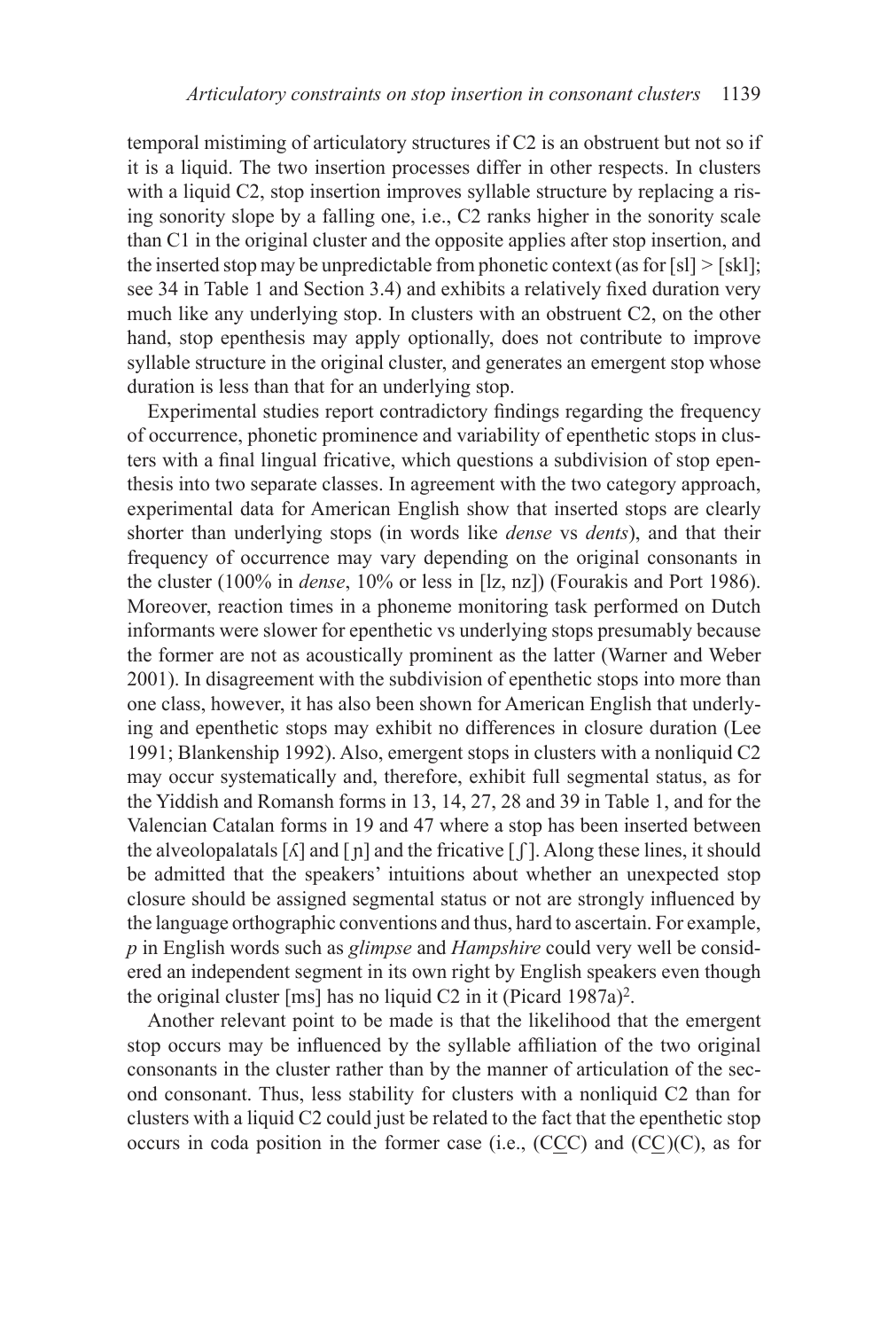temporal mistiming of articulatory structures if C2 is an obstruent but not so if it is a liquid. The two insertion processes differ in other respects. In clusters with a liquid C2, stop insertion improves syllable structure by replacing a rising sonority slope by a falling one, i.e., C2 ranks higher in the sonority scale than C1 in the original cluster and the opposite applies after stop insertion, and the inserted stop may be unpredictable from phonetic context (as for [sl] > [skl]; see 34 in Table 1 and Section 3.4) and exhibits a relatively fixed duration very much like any underlying stop. In clusters with an obstruent C2, on the other hand, stop epenthesis may apply optionally, does not contribute to improve syllable structure in the original cluster, and generates an emergent stop whose duration is less than that for an underlying stop.

Experimental studies report contradictory findings regarding the frequency of occurrence, phonetic prominence and variability of epenthetic stops in clusters with a final lingual fricative, which questions a subdivision of stop epenthesis into two separate classes. In agreement with the two category approach, experimental data for American English show that inserted stops are clearly shorter than underlying stops (in words like *dense* vs *dents*), and that their frequency of occurrence may vary depending on the original consonants in the cluster (100% in *dense*, 10% or less in [lz, nz]) (Fourakis and Port 1986). Moreover, reaction times in a phoneme monitoring task performed on Dutch informants were slower for epenthetic vs underlying stops presumably because the former are not as acoustically prominent as the latter (Warner and Weber 2001). In disagreement with the subdivision of epenthetic stops into more than one class, however, it has also been shown for American English that underlying and epenthetic stops may exhibit no differences in closure duration (Lee 1991; Blankenship 1992). Also, emergent stops in clusters with a nonliquid C2 may occur systematically and, therefore, exhibit full segmental status, as for the Yiddish and Romansh forms in 13, 14, 27, 28 and 39 in Table 1, and for the Valencian Catalan forms in 19 and 47 where a stop has been inserted between the alveolopalatals [ʎ] and [ɲ] and the fricative [ʃ]. Along these lines, it should be admitted that the speakers' intuitions about whether an unexpected stop closure should be assigned segmental status or not are strongly influenced by the language orthographic conventions and thus, hard to ascertain. For example, *p* in English words such as *glimpse* and *Hampshire* could very well be considered an independent segment in its own right by English speakers even though the original cluster [ms] has no liquid C2 in it (Picard 1987a)[2].

Another relevant point to be made is that the likelihood that the emergent stop occurs may be influenced by the syllable affiliation of the two original consonants in the cluster rather than by the manner of articulation of the second consonant. Thus, less stability for clusters with a nonliquid C2 than for clusters with a liquid C2 could just be related to the fact that the epenthetic stop occurs in coda position in the former case (i.e., (C<u>C</u>C) and (C<u>C</u>)(C), as for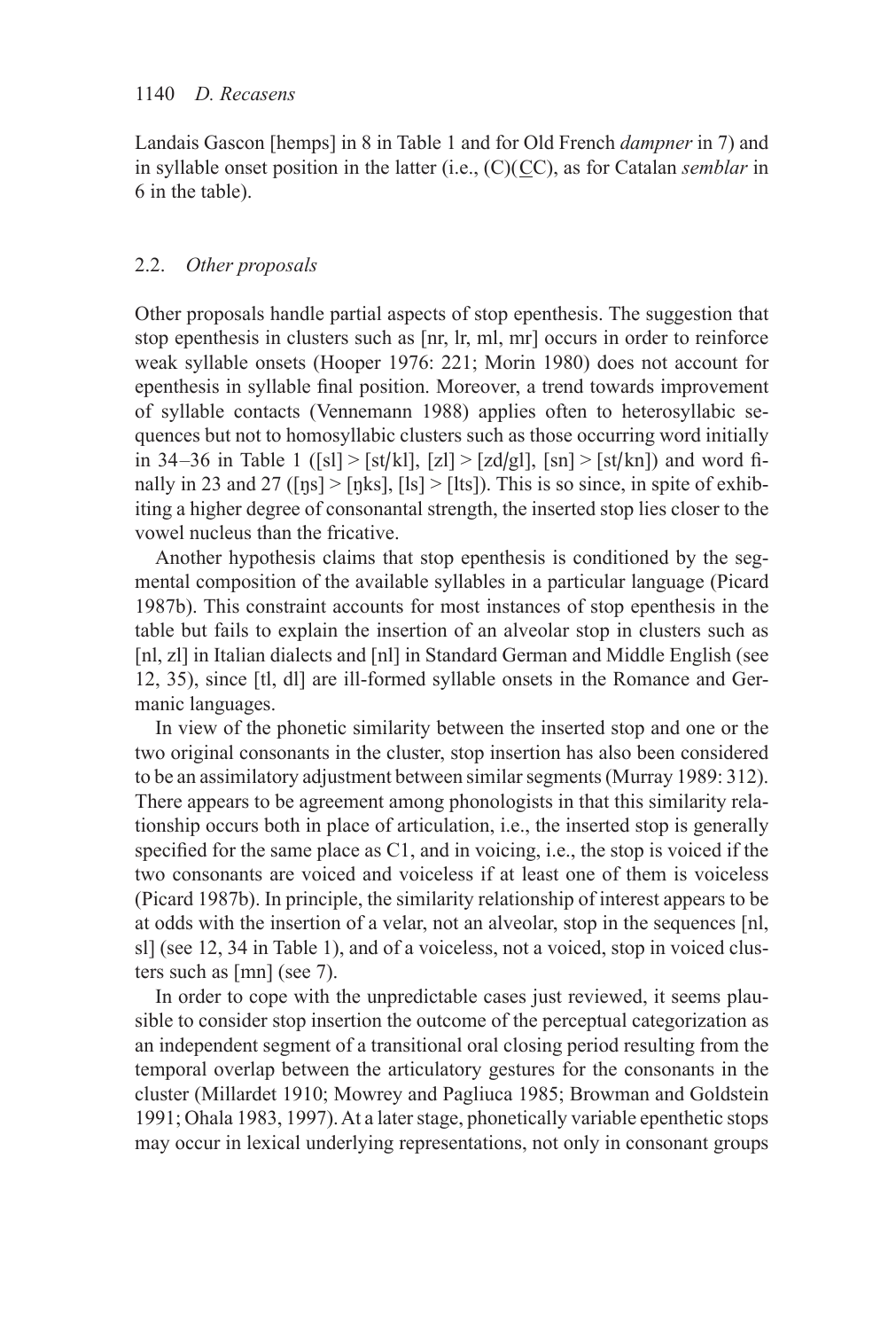Landais Gascon [hemps] in 8 in Table 1 and for Old French *dampner* in 7) and in syllable onset position in the latter (i.e., (C)(C̲C), as for Catalan *semblar* in 6 in the table).

## 2.2. *Other proposals*

Other proposals handle partial aspects of stop epenthesis. The suggestion that stop epenthesis in clusters such as [nr, lr, ml, mr] occurs in order to reinforce weak syllable onsets (Hooper 1976: 221; Morin 1980) does not account for epenthesis in syllable final position. Moreover, a trend towards improvement of syllable contacts (Vennemann 1988) applies often to heterosyllabic sequences but not to homosyllabic clusters such as those occurring word initially in 34–36 in Table 1 ([sl] > [st/kl], [zl] > [zd/gl], [sn] > [st/kn]) and word finally in 23 and 27 ([ŋs] > [ŋks], [ls] > [lts]). This is so since, in spite of exhibiting a higher degree of consonantal strength, the inserted stop lies closer to the vowel nucleus than the fricative.

Another hypothesis claims that stop epenthesis is conditioned by the segmental composition of the available syllables in a particular language (Picard 1987b). This constraint accounts for most instances of stop epenthesis in the table but fails to explain the insertion of an alveolar stop in clusters such as [nl, zl] in Italian dialects and [nl] in Standard German and Middle English (see 12, 35), since [tl, dl] are ill-formed syllable onsets in the Romance and Germanic languages.

In view of the phonetic similarity between the inserted stop and one or the two original consonants in the cluster, stop insertion has also been considered to be an assimilatory adjustment between similar segments (Murray 1989: 312). There appears to be agreement among phonologists in that this similarity relationship occurs both in place of articulation, i.e., the inserted stop is generally specified for the same place as C1, and in voicing, i.e., the stop is voiced if the two consonants are voiced and voiceless if at least one of them is voiceless (Picard 1987b). In principle, the similarity relationship of interest appears to be at odds with the insertion of a velar, not an alveolar, stop in the sequences [nl, sl] (see 12, 34 in Table 1), and of a voiceless, not a voiced, stop in voiced clusters such as [mn] (see 7).

In order to cope with the unpredictable cases just reviewed, it seems plausible to consider stop insertion the outcome of the perceptual categorization as an independent segment of a transitional oral closing period resulting from the temporal overlap between the articulatory gestures for the consonants in the cluster (Millardet 1910; Mowrey and Pagliuca 1985; Browman and Goldstein 1991; Ohala 1983, 1997). At a later stage, phonetically variable epenthetic stops may occur in lexical underlying representations, not only in consonant groups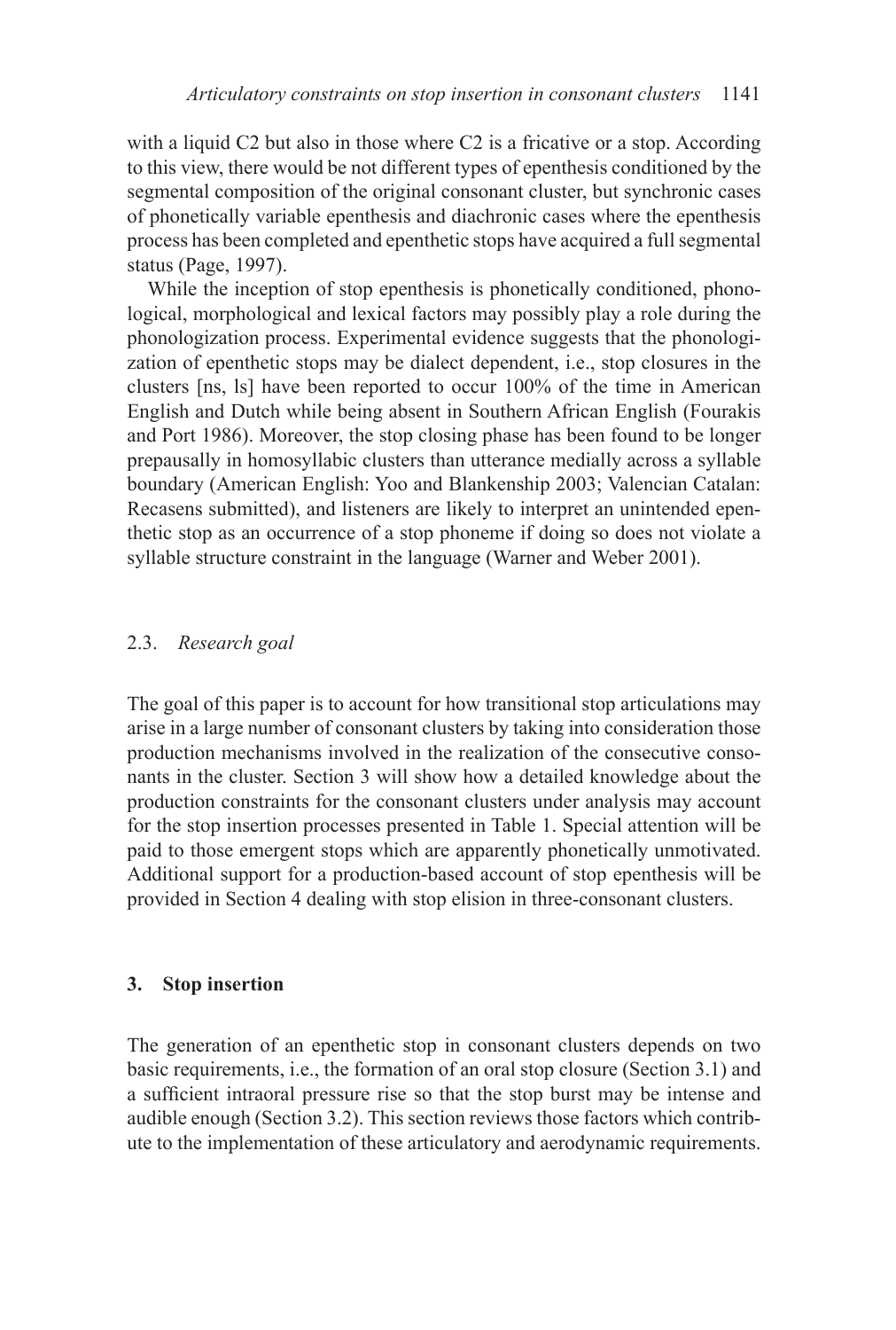with a liquid C2 but also in those where C2 is a fricative or a stop. According to this view, there would be not different types of epenthesis conditioned by the segmental composition of the original consonant cluster, but synchronic cases of phonetically variable epenthesis and diachronic cases where the epenthesis process has been completed and epenthetic stops have acquired a full segmental status (Page, 1997).

While the inception of stop epenthesis is phonetically conditioned, phonological, morphological and lexical factors may possibly play a role during the phonologization process. Experimental evidence suggests that the phonologization of epenthetic stops may be dialect dependent, i.e., stop closures in the clusters [ns, ls] have been reported to occur 100% of the time in American English and Dutch while being absent in Southern African English (Fourakis and Port 1986). Moreover, the stop closing phase has been found to be longer prepausally in homosyllabic clusters than utterance medially across a syllable boundary (American English: Yoo and Blankenship 2003; Valencian Catalan: Recasens submitted), and listeners are likely to interpret an unintended epenthetic stop as an occurrence of a stop phoneme if doing so does not violate a syllable structure constraint in the language (Warner and Weber 2001).

### 2.3. *Research goal*

The goal of this paper is to account for how transitional stop articulations may arise in a large number of consonant clusters by taking into consideration those production mechanisms involved in the realization of the consecutive consonants in the cluster. Section 3 will show how a detailed knowledge about the production constraints for the consonant clusters under analysis may account for the stop insertion processes presented in Table 1. Special attention will be paid to those emergent stops which are apparently phonetically unmotivated. Additional support for a production-based account of stop epenthesis will be provided in Section 4 dealing with stop elision in three-consonant clusters.

## 3. Stop insertion

The generation of an epenthetic stop in consonant clusters depends on two basic requirements, i.e., the formation of an oral stop closure (Section 3.1) and a sufficient intraoral pressure rise so that the stop burst may be intense and audible enough (Section 3.2). This section reviews those factors which contribute to the implementation of these articulatory and aerodynamic requirements.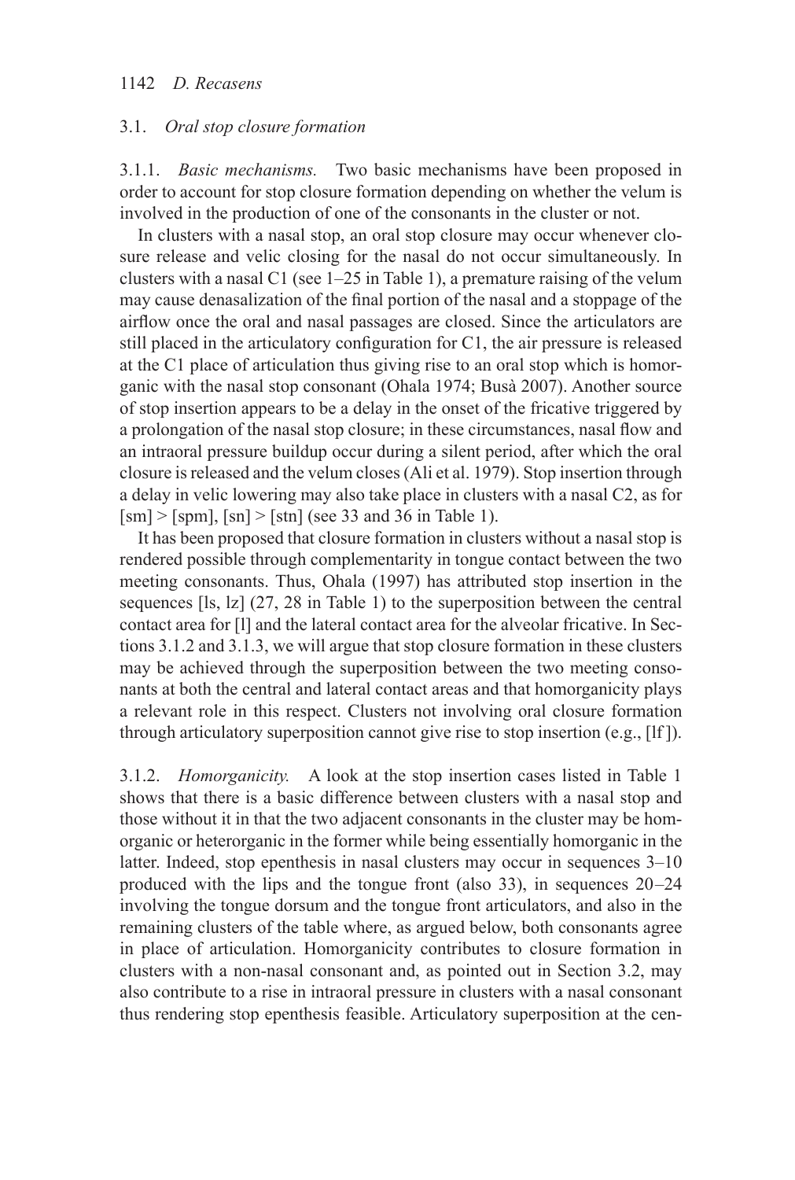### 3.1. *Oral stop closure formation*

3.1.1. *Basic mechanisms.* Two basic mechanisms have been proposed in order to account for stop closure formation depending on whether the velum is involved in the production of one of the consonants in the cluster or not.

In clusters with a nasal stop, an oral stop closure may occur whenever closure release and velic closing for the nasal do not occur simultaneously. In clusters with a nasal C1 (see 1–25 in Table 1), a premature raising of the velum may cause denasalization of the final portion of the nasal and a stoppage of the airflow once the oral and nasal passages are closed. Since the articulators are still placed in the articulatory configuration for C1, the air pressure is released at the C1 place of articulation thus giving rise to an oral stop which is homorganic with the nasal stop consonant (Ohala 1974; Busà 2007). Another source of stop insertion appears to be a delay in the onset of the fricative triggered by a prolongation of the nasal stop closure; in these circumstances, nasal flow and an intraoral pressure buildup occur during a silent period, after which the oral closure is released and the velum closes (Ali et al. 1979). Stop insertion through a delay in velic lowering may also take place in clusters with a nasal C2, as for [sm] > [spm], [sn] > [stn] (see 33 and 36 in Table 1).

It has been proposed that closure formation in clusters without a nasal stop is rendered possible through complementarity in tongue contact between the two meeting consonants. Thus, Ohala (1997) has attributed stop insertion in the sequences [ls, lz] (27, 28 in Table 1) to the superposition between the central contact area for [l] and the lateral contact area for the alveolar fricative. In Sections 3.1.2 and 3.1.3, we will argue that stop closure formation in these clusters may be achieved through the superposition between the two meeting consonants at both the central and lateral contact areas and that homorganicity plays a relevant role in this respect. Clusters not involving oral closure formation through articulatory superposition cannot give rise to stop insertion (e.g., [lf]).

3.1.2. *Homorganicity.* A look at the stop insertion cases listed in Table 1 shows that there is a basic difference between clusters with a nasal stop and those without it in that the two adjacent consonants in the cluster may be homorganic or heterorganic in the former while being essentially homorganic in the latter. Indeed, stop epenthesis in nasal clusters may occur in sequences 3–10 produced with the lips and the tongue front (also 33), in sequences 20–24 involving the tongue dorsum and the tongue front articulators, and also in the remaining clusters of the table where, as argued below, both consonants agree in place of articulation. Homorganicity contributes to closure formation in clusters with a non-nasal consonant and, as pointed out in Section 3.2, may also contribute to a rise in intraoral pressure in clusters with a nasal consonant thus rendering stop epenthesis feasible. Articulatory superposition at the cen-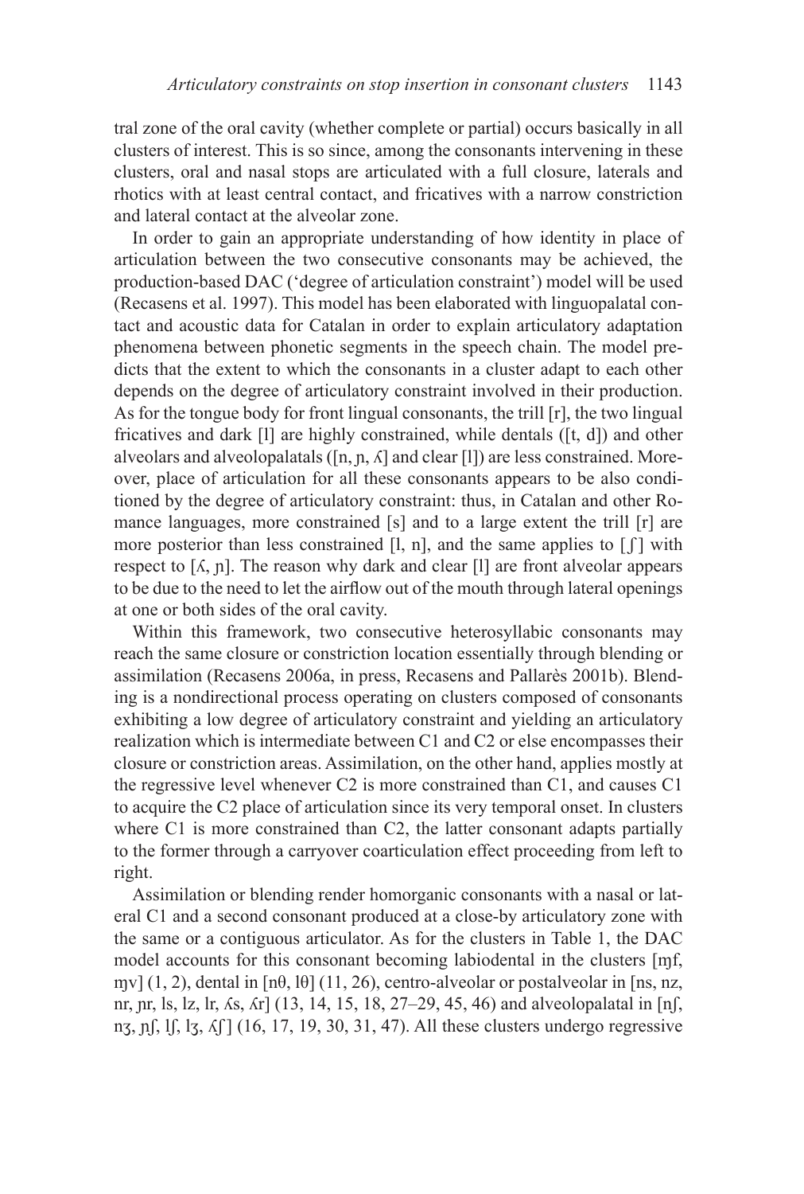tral zone of the oral cavity (whether complete or partial) occurs basically in all clusters of interest. This is so since, among the consonants intervening in these clusters, oral and nasal stops are articulated with a full closure, laterals and rhotics with at least central contact, and fricatives with a narrow constriction and lateral contact at the alveolar zone.

In order to gain an appropriate understanding of how identity in place of articulation between the two consecutive consonants may be achieved, the production-based DAC ('degree of articulation constraint') model will be used (Recasens et al. 1997). This model has been elaborated with linguopalatal contact and acoustic data for Catalan in order to explain articulatory adaptation phenomena between phonetic segments in the speech chain. The model predicts that the extent to which the consonants in a cluster adapt to each other depends on the degree of articulatory constraint involved in their production. As for the tongue body for front lingual consonants, the trill [r], the two lingual fricatives and dark [l] are highly constrained, while dentals ([t, d]) and other alveolars and alveolopalatals ([n, ɲ, ʎ] and clear [l]) are less constrained. Moreover, place of articulation for all these consonants appears to be also conditioned by the degree of articulatory constraint: thus, in Catalan and other Romance languages, more constrained [s] and to a large extent the trill [r] are more posterior than less constrained [l, n], and the same applies to [ʃ] with respect to [ʎ, ɲ]. The reason why dark and clear [l] are front alveolar appears to be due to the need to let the airflow out of the mouth through lateral openings at one or both sides of the oral cavity.

Within this framework, two consecutive heterosyllabic consonants may reach the same closure or constriction location essentially through blending or assimilation (Recasens 2006a, in press, Recasens and Pallarès 2001b). Blending is a nondirectional process operating on clusters composed of consonants exhibiting a low degree of articulatory constraint and yielding an articulatory realization which is intermediate between C1 and C2 or else encompasses their closure or constriction areas. Assimilation, on the other hand, applies mostly at the regressive level whenever C2 is more constrained than C1, and causes C1 to acquire the C2 place of articulation since its very temporal onset. In clusters where C1 is more constrained than C2, the latter consonant adapts partially to the former through a carryover coarticulation effect proceeding from left to right.

Assimilation or blending render homorganic consonants with a nasal or lateral C1 and a second consonant produced at a close-by articulatory zone with the same or a contiguous articulator. As for the clusters in Table 1, the DAC model accounts for this consonant becoming labiodental in the clusters [ɱf, ɱv] (1, 2), dental in [nθ, lθ] (11, 26), centro-alveolar or postalveolar in [ns, nz, nr, ɲr, ls, lz, lr, ʎs, ʎr] (13, 14, 15, 18, 27–29, 45, 46) and alveolopalatal in [nʃ, nʒ, ɲʃ, lʃ, lʒ, ʎʃ] (16, 17, 19, 30, 31, 47). All these clusters undergo regressive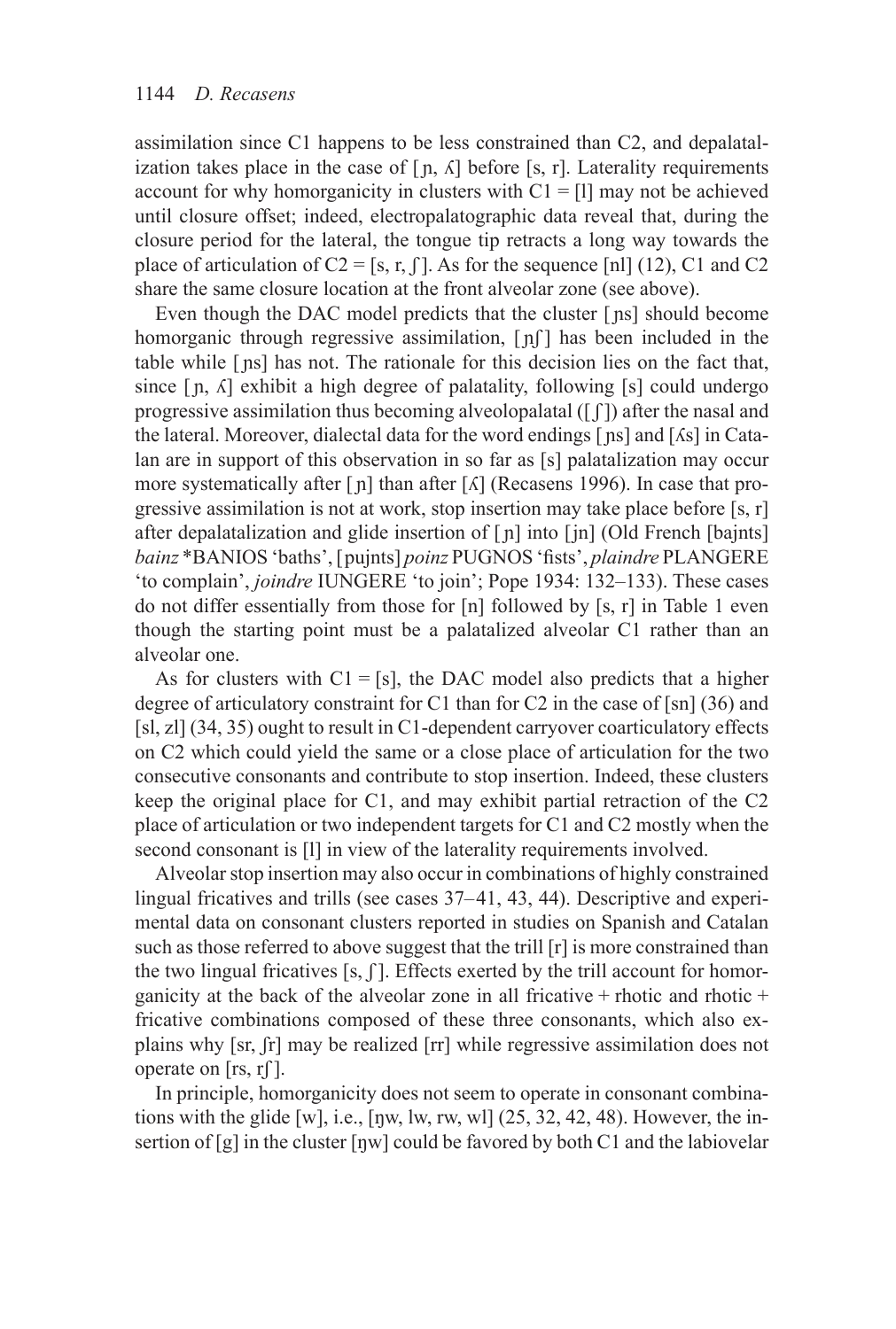assimilation since C1 happens to be less constrained than C2, and depalatalization takes place in the case of [ɲ, ʎ] before [s, r]. Laterality requirements account for why homorganicity in clusters with C1 = [l] may not be achieved until closure offset; indeed, electropalatographic data reveal that, during the closure period for the lateral, the tongue tip retracts a long way towards the place of articulation of C2 = [s, r, ʃ]. As for the sequence [nl] (12), C1 and C2 share the same closure location at the front alveolar zone (see above).

Even though the DAC model predicts that the cluster [ɲs] should become homorganic through regressive assimilation, [ɲʃ] has been included in the table while [ɲs] has not. The rationale for this decision lies on the fact that, since [ɲ, ʎ] exhibit a high degree of palatality, following [s] could undergo progressive assimilation thus becoming alveolopalatal ([ʃ]) after the nasal and the lateral. Moreover, dialectal data for the word endings [ɲs] and [ʎs] in Catalan are in support of this observation in so far as [s] palatalization may occur more systematically after [ɲ] than after [ʎ] (Recasens 1996). In case that progressive assimilation is not at work, stop insertion may take place before [s, r] after depalatalization and glide insertion of [ɲ] into [jn] (Old French [bajnts] *bainz* *BANIOS 'baths', [pujnts] *poinz* PUGNOS 'fists', *plaindre* PLANGERE 'to complain', *joindre* IUNGERE 'to join'; Pope 1934: 132–133). These cases do not differ essentially from those for [n] followed by [s, r] in Table 1 even though the starting point must be a palatalized alveolar C1 rather than an alveolar one.

As for clusters with C1 = [s], the DAC model also predicts that a higher degree of articulatory constraint for C1 than for C2 in the case of [sn] (36) and [sl, zl] (34, 35) ought to result in C1-dependent carryover coarticulatory effects on C2 which could yield the same or a close place of articulation for the two consecutive consonants and contribute to stop insertion. Indeed, these clusters keep the original place for C1, and may exhibit partial retraction of the C2 place of articulation or two independent targets for C1 and C2 mostly when the second consonant is [l] in view of the laterality requirements involved.

Alveolar stop insertion may also occur in combinations of highly constrained lingual fricatives and trills (see cases 37–41, 43, 44). Descriptive and experimental data on consonant clusters reported in studies on Spanish and Catalan such as those referred to above suggest that the trill [r] is more constrained than the two lingual fricatives [s, ʃ]. Effects exerted by the trill account for homorganicity at the back of the alveolar zone in all fricative + rhotic and rhotic + fricative combinations composed of these three consonants, which also explains why [sr, ʃr] may be realized [rr] while regressive assimilation does not operate on [rs, rʃ].

In principle, homorganicity does not seem to operate in consonant combinations with the glide [w], i.e., [ŋw, lw, rw, wl] (25, 32, 42, 48). However, the insertion of [g] in the cluster [ŋw] could be favored by both C1 and the labiovelar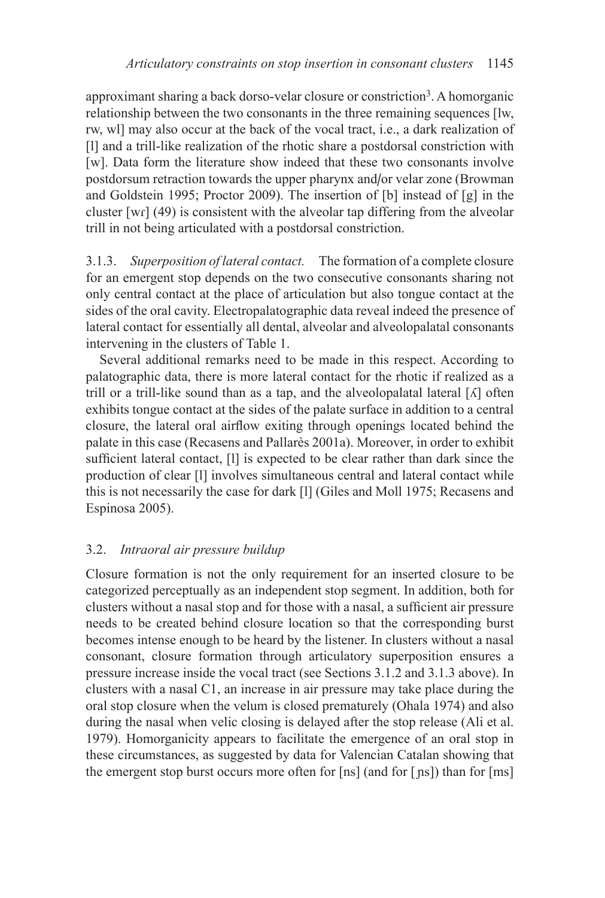approximant sharing a back dorso-velar closure or constriction[3]. A homorganic relationship between the two consonants in the three remaining sequences [lw, rw, wl] may also occur at the back of the vocal tract, i.e., a dark realization of [l] and a trill-like realization of the rhotic share a postdorsal constriction with [w]. Data form the literature show indeed that these two consonants involve postdorsum retraction towards the upper pharynx and/or velar zone (Browman and Goldstein 1995; Proctor 2009). The insertion of [b] instead of [g] in the cluster [wɾ] (49) is consistent with the alveolar tap differing from the alveolar trill in not being articulated with a postdorsal constriction.

3.1.3. *Superposition of lateral contact.* The formation of a complete closure for an emergent stop depends on the two consecutive consonants sharing not only central contact at the place of articulation but also tongue contact at the sides of the oral cavity. Electropalatographic data reveal indeed the presence of lateral contact for essentially all dental, alveolar and alveolopalatal consonants intervening in the clusters of Table 1.

Several additional remarks need to be made in this respect. According to palatographic data, there is more lateral contact for the rhotic if realized as a trill or a trill-like sound than as a tap, and the alveolopalatal lateral [ʎ] often exhibits tongue contact at the sides of the palate surface in addition to a central closure, the lateral oral airflow exiting through openings located behind the palate in this case (Recasens and Pallarès 2001a). Moreover, in order to exhibit sufficient lateral contact, [l] is expected to be clear rather than dark since the production of clear [l] involves simultaneous central and lateral contact while this is not necessarily the case for dark [l] (Giles and Moll 1975; Recasens and Espinosa 2005).

## 3.2. *Intraoral air pressure buildup*

Closure formation is not the only requirement for an inserted closure to be categorized perceptually as an independent stop segment. In addition, both for clusters without a nasal stop and for those with a nasal, a sufficient air pressure needs to be created behind closure location so that the corresponding burst becomes intense enough to be heard by the listener. In clusters without a nasal consonant, closure formation through articulatory superposition ensures a pressure increase inside the vocal tract (see Sections 3.1.2 and 3.1.3 above). In clusters with a nasal C1, an increase in air pressure may take place during the oral stop closure when the velum is closed prematurely (Ohala 1974) and also during the nasal when velic closing is delayed after the stop release (Ali et al. 1979). Homorganicity appears to facilitate the emergence of an oral stop in these circumstances, as suggested by data for Valencian Catalan showing that the emergent stop burst occurs more often for [ns] (and for [ɲs]) than for [ms]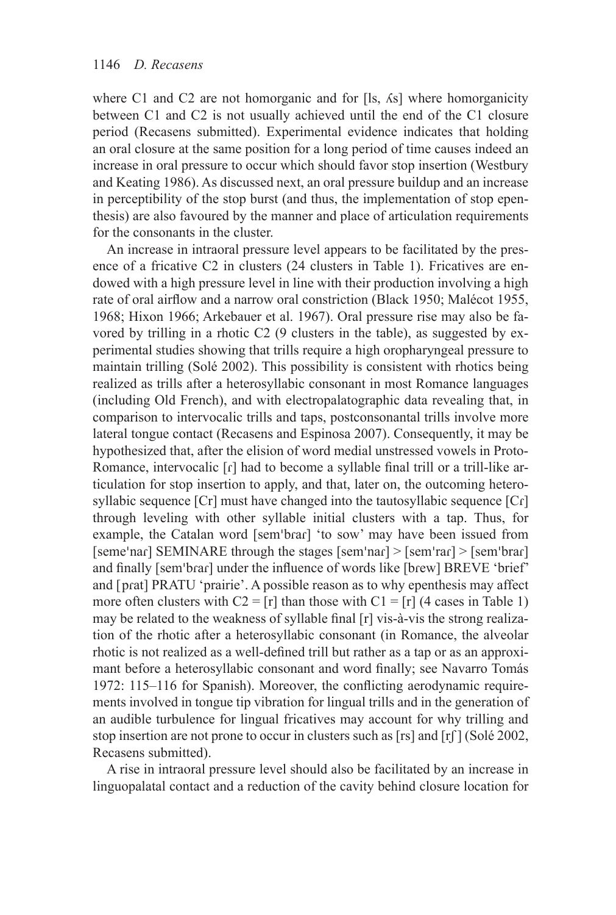where C1 and C2 are not homorganic and for [ls, ʎs] where homorganicity between C1 and C2 is not usually achieved until the end of the C1 closure period (Recasens submitted). Experimental evidence indicates that holding an oral closure at the same position for a long period of time causes indeed an increase in oral pressure to occur which should favor stop insertion (Westbury and Keating 1986). As discussed next, an oral pressure buildup and an increase in perceptibility of the stop burst (and thus, the implementation of stop epenthesis) are also favoured by the manner and place of articulation requirements for the consonants in the cluster.

An increase in intraoral pressure level appears to be facilitated by the presence of a fricative C2 in clusters (24 clusters in Table 1). Fricatives are endowed with a high pressure level in line with their production involving a high rate of oral airflow and a narrow oral constriction (Black 1950; Malécot 1955, 1968; Hixon 1966; Arkebauer et al. 1967). Oral pressure rise may also be favored by trilling in a rhotic C2 (9 clusters in the table), as suggested by experimental studies showing that trills require a high oropharyngeal pressure to maintain trilling (Solé 2002). This possibility is consistent with rhotics being realized as trills after a heterosyllabic consonant in most Romance languages (including Old French), and with electropalatographic data revealing that, in comparison to intervocalic trills and taps, postconsonantal trills involve more lateral tongue contact (Recasens and Espinosa 2007). Consequently, it may be hypothesized that, after the elision of word medial unstressed vowels in Proto-Romance, intervocalic [ɾ] had to become a syllable final trill or a trill-like articulation for stop insertion to apply, and that, later on, the outcoming heterosyllabic sequence [Cr] must have changed into the tautosyllabic sequence [Cɾ] through leveling with other syllable initial clusters with a tap. Thus, for example, the Catalan word [semˈbɾaɾ] 'to sow' may have been issued from [semeˈnaɾ] SEMINARE through the stages [semˈnaɾ] > [semˈraɾ] > [semˈbraɾ] and finally [semˈbɾaɾ] under the influence of words like [bɾew] BREVE 'brief' and [pɾat] PRATU 'prairie'. A possible reason as to why epenthesis may affect more often clusters with C2 = [r] than those with C1 = [r] (4 cases in Table 1) may be related to the weakness of syllable final [r] vis-à-vis the strong realization of the rhotic after a heterosyllabic consonant (in Romance, the alveolar rhotic is not realized as a well-defined trill but rather as a tap or as an approximant before a heterosyllabic consonant and word finally; see Navarro Tomás 1972: 115–116 for Spanish). Moreover, the conflicting aerodynamic requirements involved in tongue tip vibration for lingual trills and in the generation of an audible turbulence for lingual fricatives may account for why trilling and stop insertion are not prone to occur in clusters such as [rs] and [rʃ] (Solé 2002, Recasens submitted).

A rise in intraoral pressure level should also be facilitated by an increase in linguopalatal contact and a reduction of the cavity behind closure location for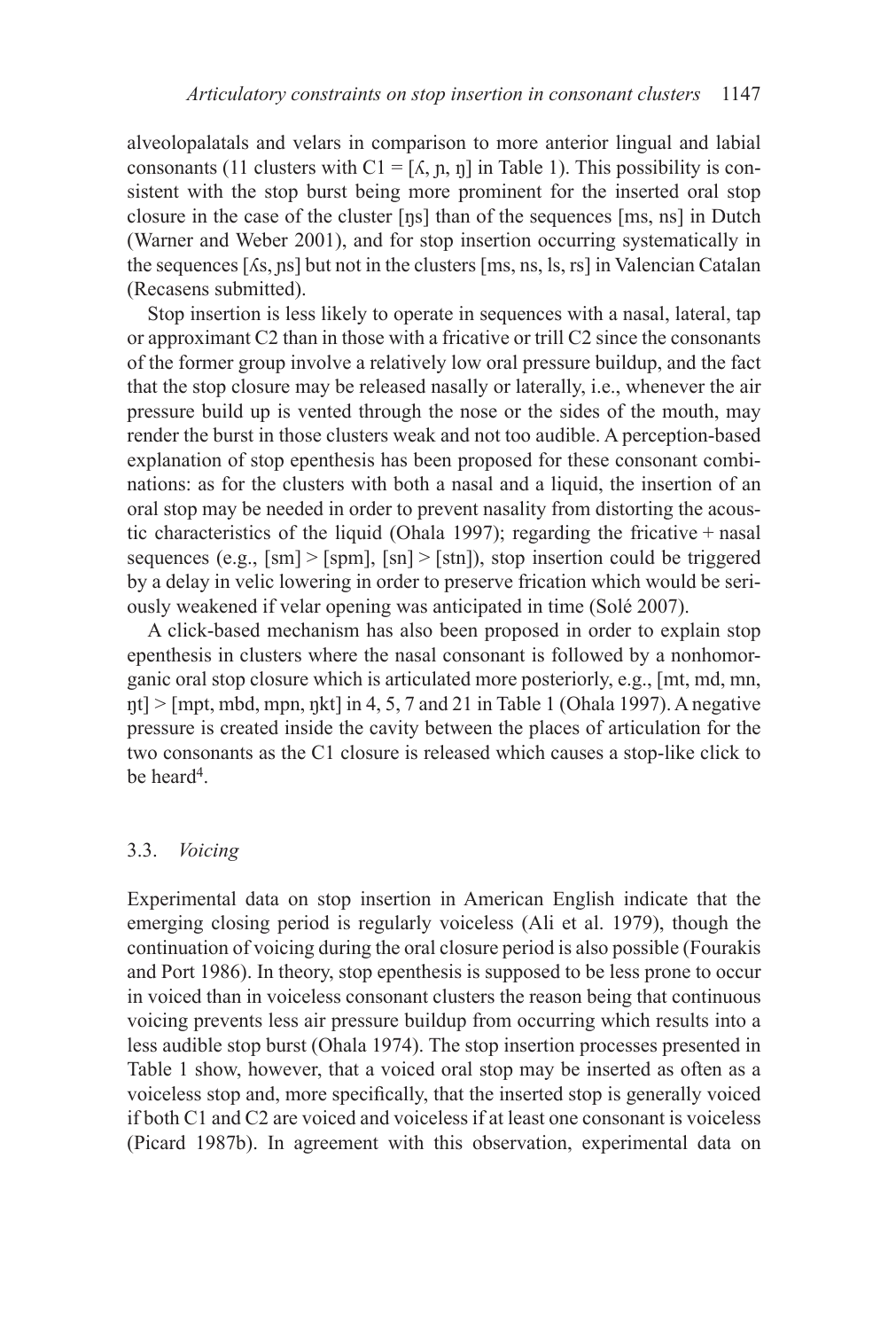alveolopalatals and velars in comparison to more anterior lingual and labial consonants (11 clusters with C1 = [ʎ, ɲ, ŋ] in Table 1). This possibility is consistent with the stop burst being more prominent for the inserted oral stop closure in the case of the cluster [ŋs] than of the sequences [ms, ns] in Dutch (Warner and Weber 2001), and for stop insertion occurring systematically in the sequences [ʎs, ɲs] but not in the clusters [ms, ns, ls, rs] in Valencian Catalan (Recasens submitted).

Stop insertion is less likely to operate in sequences with a nasal, lateral, tap or approximant C2 than in those with a fricative or trill C2 since the consonants of the former group involve a relatively low oral pressure buildup, and the fact that the stop closure may be released nasally or laterally, i.e., whenever the air pressure build up is vented through the nose or the sides of the mouth, may render the burst in those clusters weak and not too audible. A perception-based explanation of stop epenthesis has been proposed for these consonant combinations: as for the clusters with both a nasal and a liquid, the insertion of an oral stop may be needed in order to prevent nasality from distorting the acoustic characteristics of the liquid (Ohala 1997); regarding the fricative + nasal sequences (e.g., [sm] > [spm], [sn] > [stn]), stop insertion could be triggered by a delay in velic lowering in order to preserve frication which would be seriously weakened if velar opening was anticipated in time (Solé 2007).

A click-based mechanism has also been proposed in order to explain stop epenthesis in clusters where the nasal consonant is followed by a nonhomorganic oral stop closure which is articulated more posteriorly, e.g., [mt, md, mn, ŋt] > [mpt, mbd, mpn, ŋkt] in 4, 5, 7 and 21 in Table 1 (Ohala 1997). A negative pressure is created inside the cavity between the places of articulation for the two consonants as the C1 closure is released which causes a stop-like click to be heard[4].

### 3.3. *Voicing*

Experimental data on stop insertion in American English indicate that the emerging closing period is regularly voiceless (Ali et al. 1979), though the continuation of voicing during the oral closure period is also possible (Fourakis and Port 1986). In theory, stop epenthesis is supposed to be less prone to occur in voiced than in voiceless consonant clusters the reason being that continuous voicing prevents less air pressure buildup from occurring which results into a less audible stop burst (Ohala 1974). The stop insertion processes presented in Table 1 show, however, that a voiced oral stop may be inserted as often as a voiceless stop and, more specifically, that the inserted stop is generally voiced if both C1 and C2 are voiced and voiceless if at least one consonant is voiceless (Picard 1987b). In agreement with this observation, experimental data on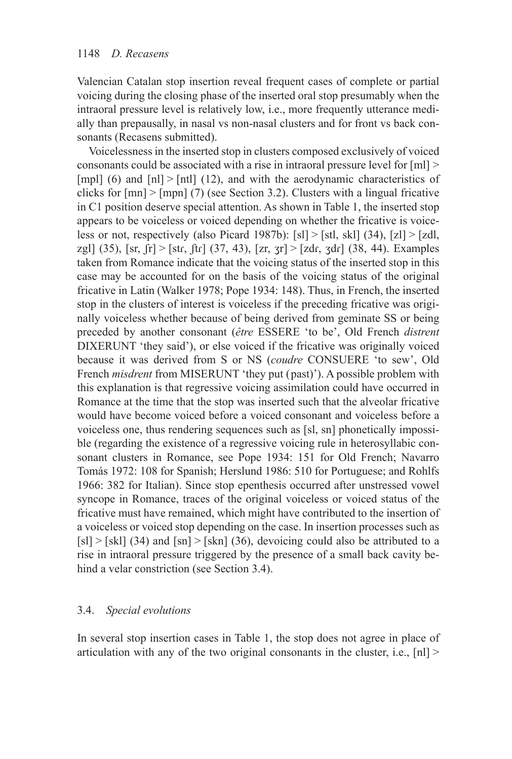Valencian Catalan stop insertion reveal frequent cases of complete or partial voicing during the closing phase of the inserted oral stop presumably when the intraoral pressure level is relatively low, i.e., more frequently utterance medially than prepausally, in nasal vs non-nasal clusters and for front vs back consonants (Recasens submitted).

Voicelessness in the inserted stop in clusters composed exclusively of voiced consonants could be associated with a rise in intraoral pressure level for [ml] > [mpl] (6) and [nl] > [ntl] (12), and with the aerodynamic characteristics of clicks for [mn] > [mpn] (7) (see Section 3.2). Clusters with a lingual fricative in C1 position deserve special attention. As shown in Table 1, the inserted stop appears to be voiceless or voiced depending on whether the fricative is voiceless or not, respectively (also Picard 1987b): [sl] > [stl, skl] (34), [zl] > [zdl, zgl] (35), [sɾ, ʃɾ] > [stɾ, ʃtɾ] (37, 43), [zɾ, ʒɾ] > [zdɾ, ʒdɾ] (38, 44). Examples taken from Romance indicate that the voicing status of the inserted stop in this case may be accounted for on the basis of the voicing status of the original fricative in Latin (Walker 1978; Pope 1934: 148). Thus, in French, the inserted stop in the clusters of interest is voiceless if the preceding fricative was originally voiceless whether because of being derived from geminate SS or being preceded by another consonant (*être* ESSERE 'to be', Old French *distrent* DIXERUNT 'they said'), or else voiced if the fricative was originally voiced because it was derived from S or NS (*coudre* CONSUERE 'to sew', Old French *misdrent* from MISERUNT 'they put (past)'). A possible problem with this explanation is that regressive voicing assimilation could have occurred in Romance at the time that the stop was inserted such that the alveolar fricative would have become voiced before a voiced consonant and voiceless before a voiceless one, thus rendering sequences such as [sl, sn] phonetically impossible (regarding the existence of a regressive voicing rule in heterosyllabic consonant clusters in Romance, see Pope 1934: 151 for Old French; Navarro Tomás 1972: 108 for Spanish; Herslund 1986: 510 for Portuguese; and Rohlfs 1966: 382 for Italian). Since stop epenthesis occurred after unstressed vowel syncope in Romance, traces of the original voiceless or voiced status of the fricative must have remained, which might have contributed to the insertion of a voiceless or voiced stop depending on the case. In insertion processes such as [sl] > [skl] (34) and [sn] > [skn] (36), devoicing could also be attributed to a rise in intraoral pressure triggered by the presence of a small back cavity behind a velar constriction (see Section 3.4).

### 3.4. *Special evolutions*

In several stop insertion cases in Table 1, the stop does not agree in place of articulation with any of the two original consonants in the cluster, i.e., [nl] >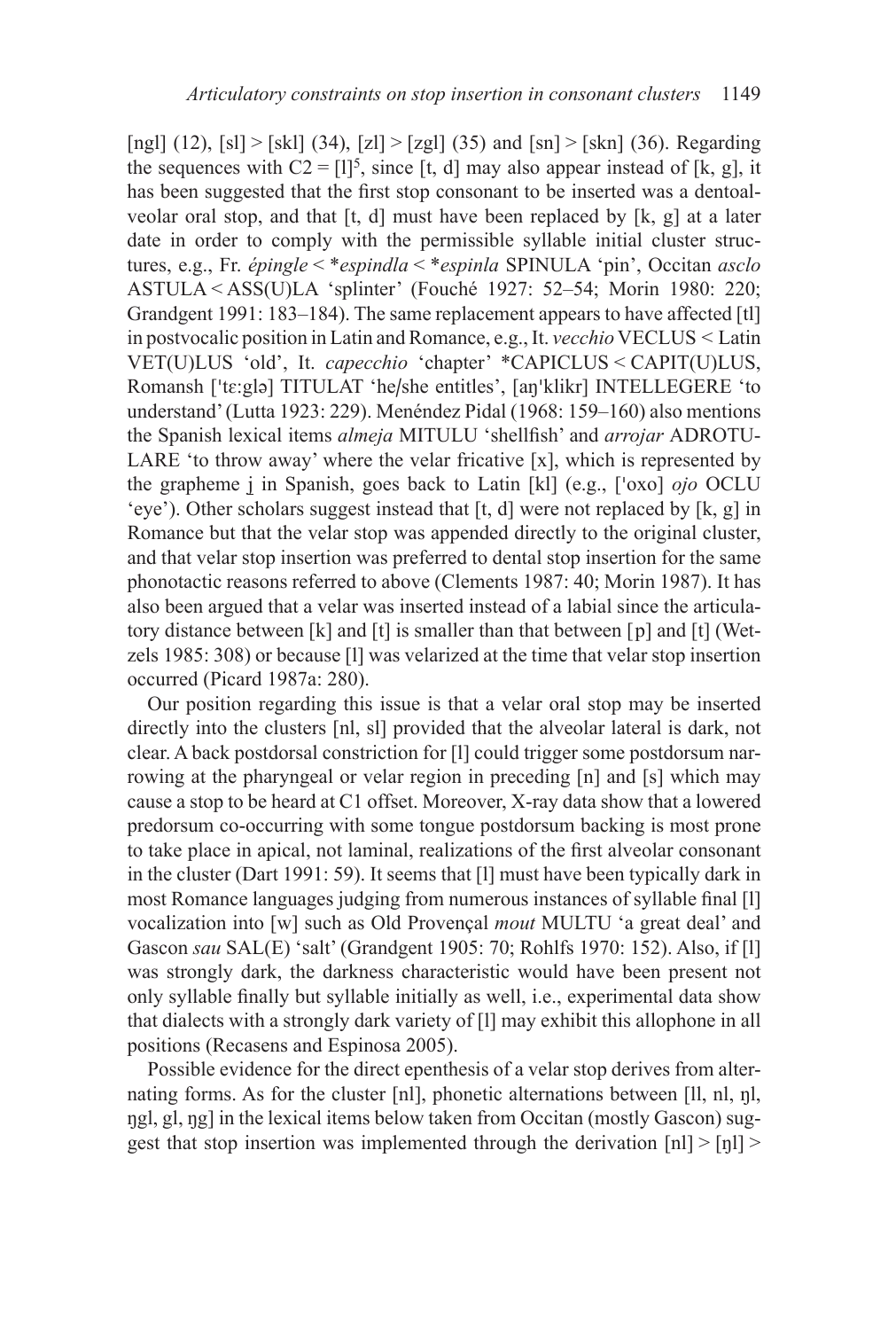[ngl] (12), [sl] > [skl] (34), [zl] > [zgl] (35) and [sn] > [skn] (36). Regarding the sequences with C2 = [l][5], since [t, d] may also appear instead of [k, g], it has been suggested that the first stop consonant to be inserted was a dentoalveolar oral stop, and that [t, d] must have been replaced by [k, g] at a later date in order to comply with the permissible syllable initial cluster structures, e.g., Fr. *épingle* < \**espindla* < \**espinla* SPINULA 'pin', Occitan *asclo* ASTULA < ASS(U)LA 'splinter' (Fouché 1927: 52–54; Morin 1980: 220; Grandgent 1991: 183–184). The same replacement appears to have affected [tl] in postvocalic position in Latin and Romance, e.g., It. *vecchio* VECLUS < Latin VET(U)LUS 'old', It. *capecchio* 'chapter' \*CAPICLUS < CAPIT(U)LUS, Romansh ['tɛːglə] TITULAT 'he/she entitles', [aŋ'klikr] INTELLEGERE 'to understand' (Lutta 1923: 229). Menéndez Pidal (1968: 159–160) also mentions the Spanish lexical items *almeja* MITULU 'shellfish' and *arrojar* ADROTULARE 'to throw away' where the velar fricative [x], which is represented by the grapheme j in Spanish, goes back to Latin [kl] (e.g., ['oxo] *ojo* OCLU 'eye'). Other scholars suggest instead that [t, d] were not replaced by [k, g] in Romance but that the velar stop was appended directly to the original cluster, and that velar stop insertion was preferred to dental stop insertion for the same phonotactic reasons referred to above (Clements 1987: 40; Morin 1987). It has also been argued that a velar was inserted instead of a labial since the articulatory distance between [k] and [t] is smaller than that between [p] and [t] (Wetzels 1985: 308) or because [l] was velarized at the time that velar stop insertion occurred (Picard 1987a: 280).

Our position regarding this issue is that a velar oral stop may be inserted directly into the clusters [nl, sl] provided that the alveolar lateral is dark, not clear. A back postdorsal constriction for [l] could trigger some postdorsum narrowing at the pharyngeal or velar region in preceding [n] and [s] which may cause a stop to be heard at C1 offset. Moreover, X-ray data show that a lowered predorsum co-occurring with some tongue postdorsum backing is most prone to take place in apical, not laminal, realizations of the first alveolar consonant in the cluster (Dart 1991: 59). It seems that [l] must have been typically dark in most Romance languages judging from numerous instances of syllable final [l] vocalization into [w] such as Old Provençal *mout* MULTU 'a great deal' and Gascon *sau* SAL(E) 'salt' (Grandgent 1905: 70; Rohlfs 1970: 152). Also, if [l] was strongly dark, the darkness characteristic would have been present not only syllable finally but syllable initially as well, i.e., experimental data show that dialects with a strongly dark variety of [l] may exhibit this allophone in all positions (Recasens and Espinosa 2005).

Possible evidence for the direct epenthesis of a velar stop derives from alternating forms. As for the cluster [nl], phonetic alternations between [ll, nl, ŋl, ŋgl, gl, ŋg] in the lexical items below taken from Occitan (mostly Gascon) suggest that stop insertion was implemented through the derivation [nl] > [ŋl] >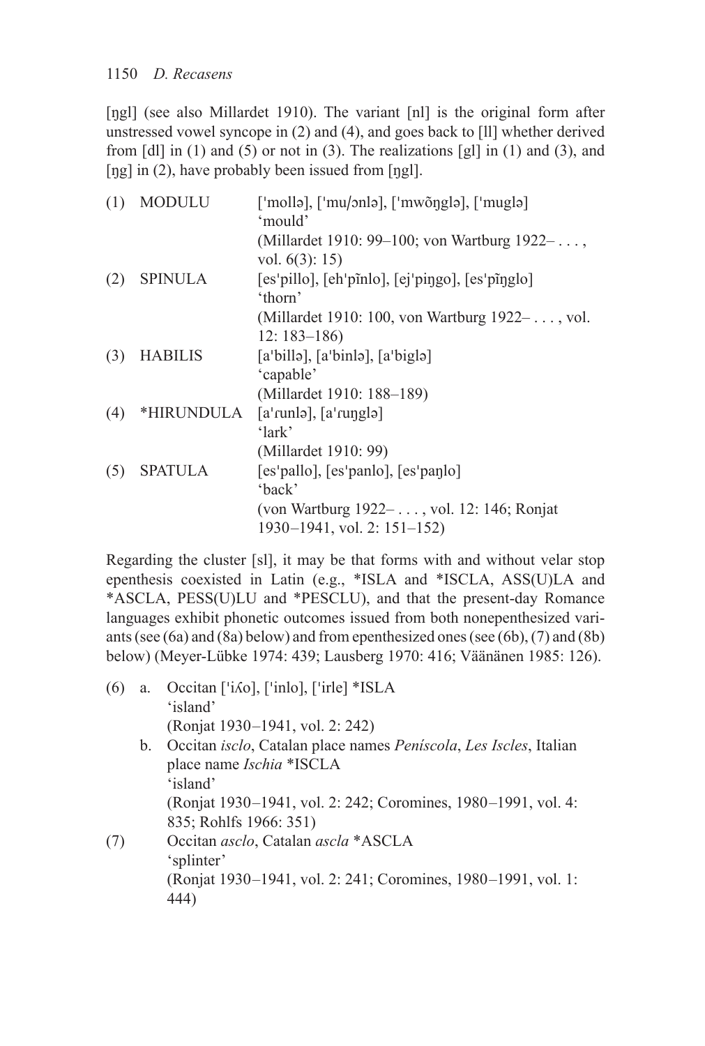[ŋgl] (see also Millardet 1910). The variant [nl] is the original form after unstressed vowel syncope in (2) and (4), and goes back to [ll] whether derived from [dl] in (1) and (5) or not in (3). The realizations [gl] in (1) and (3), and [ŋg] in (2), have probably been issued from [ŋgl].

(1) MODULU ['mollə], ['muɹənlə], ['mwõŋglə], ['muglə]
'mould'
(Millardet 1910: 99–100; von Wartburg 1922– . . . , vol. 6(3): 15)

(2) SPINULA [es'pillo], [eh'pĩnlo], [ej'piŋgo], [es'pĩŋglo]
'thorn'
(Millardet 1910: 100, von Wartburg 1922– . . . , vol. 12: 183–186)

(3) HABILIS [a'billə], [a'binlə], [a'biglə]
'capable'
(Millardet 1910: 188–189)

(4) *HIRUNDULA [a'ɾunlə], [a'ɾuŋglə]
'lark'
(Millardet 1910: 99)

(5) SPATULA [es'pallo], [es'panlo], [es'paŋlo]
'back'
(von Wartburg 1922– . . . , vol. 12: 146; Ronjat 1930–1941, vol. 2: 151–152)

Regarding the cluster [sl], it may be that forms with and without velar stop epenthesis coexisted in Latin (e.g., *ISLA and *ISCLA, ASS(U)LA and *ASCLA, PESS(U)LU and *PESCLU), and that the present-day Romance languages exhibit phonetic outcomes issued from both nonepenthesized variants (see (6a) and (8a) below) and from epenthesized ones (see (6b), (7) and (8b) below) (Meyer-Lübke 1974: 439; Lausberg 1970: 416; Väänänen 1985: 126).

(6) a. Occitan ['iʎo], ['inlo], ['irle] *ISLA
'island'
(Ronjat 1930–1941, vol. 2: 242)

b. Occitan *isclo*, Catalan place names *Peníscola*, *Les Iscles*, Italian place name *Ischia* *ISCLA
'island'
(Ronjat 1930–1941, vol. 2: 242; Coromines, 1980–1991, vol. 4: 835; Rohlfs 1966: 351)

(7) Occitan *asclo*, Catalan *ascla* *ASCLA
'splinter'
(Ronjat 1930–1941, vol. 2: 241; Coromines, 1980–1991, vol. 1: 444)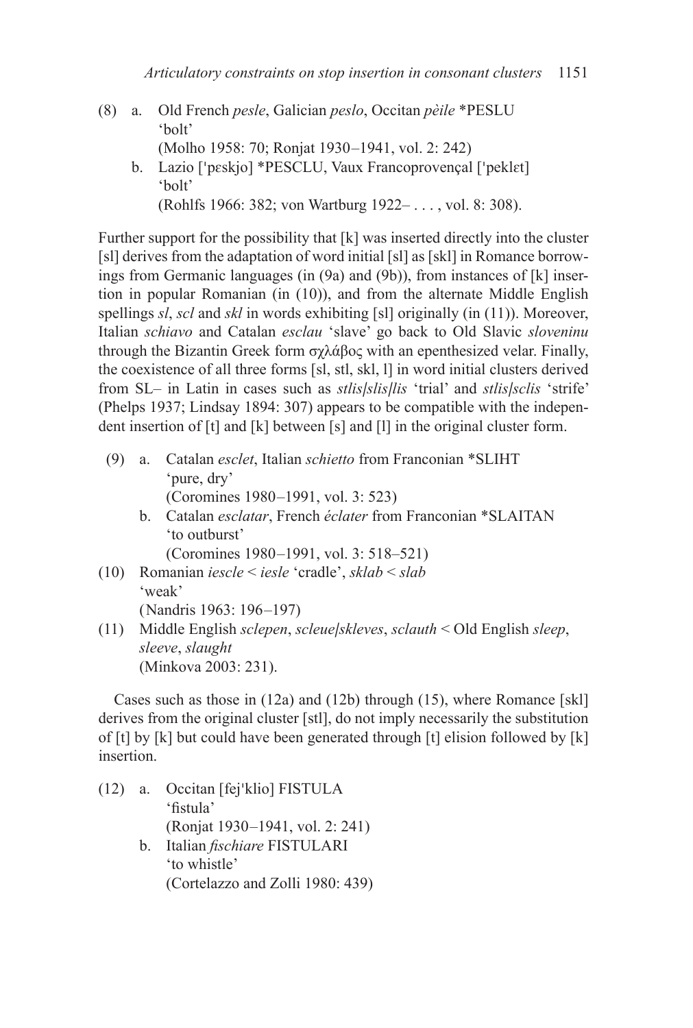(8) a. Old French *pesle*, Galician *peslo*, Occitan *pèile* *PESLU 'bolt'
(Molho 1958: 70; Ronjat 1930–1941, vol. 2: 242)

b. Lazio ['pɛskjo] *PESCLU, Vaux Francoprovençal ['peklɛt] 'bolt'
(Rohlfs 1966: 382; von Wartburg 1922– . . . , vol. 8: 308).

Further support for the possibility that [k] was inserted directly into the cluster [sl] derives from the adaptation of word initial [sl] as [skl] in Romance borrowings from Germanic languages (in (9a) and (9b)), from instances of [k] insertion in popular Romanian (in (10)), and from the alternate Middle English spellings *sl*, *scl* and *skl* in words exhibiting [sl] originally (in (11)). Moreover, Italian *schiavo* and Catalan *esclau* 'slave' go back to Old Slavic *sloveninu* through the Bizantin Greek form σχλάβος with an epenthesized velar. Finally, the coexistence of all three forms [sl, stl, skl, l] in word initial clusters derived from SL– in Latin in cases such as *stlis/slis/lis* 'trial' and *stlis/sclis* 'strife' (Phelps 1937; Lindsay 1894: 307) appears to be compatible with the independent insertion of [t] and [k] between [s] and [l] in the original cluster form.

(9) a. Catalan *esclet*, Italian *schietto* from Franconian *SLIHT 'pure, dry'
(Coromines 1980–1991, vol. 3: 523)

b. Catalan *esclatar*, French *éclater* from Franconian *SLAITAN 'to outburst'
(Coromines 1980–1991, vol. 3: 518–521)

(10) Romanian *iescle* < *iesle* 'cradle', *sklab* < *slab* 'weak'
(Nandris 1963: 196–197)

(11) Middle English *sclepen*, *scleue/skleves*, *sclauth* < Old English *sleep*, *sleeve*, *slaught*
(Minkova 2003: 231).

Cases such as those in (12a) and (12b) through (15), where Romance [skl] derives from the original cluster [stl], do not imply necessarily the substitution of [t] by [k] but could have been generated through [t] elision followed by [k] insertion.

(12) a. Occitan [fej'klio] FISTULA 'fistula'
(Ronjat 1930–1941, vol. 2: 241)

b. Italian *fischiare* FISTULARI 'to whistle'
(Cortelazzo and Zolli 1980: 439)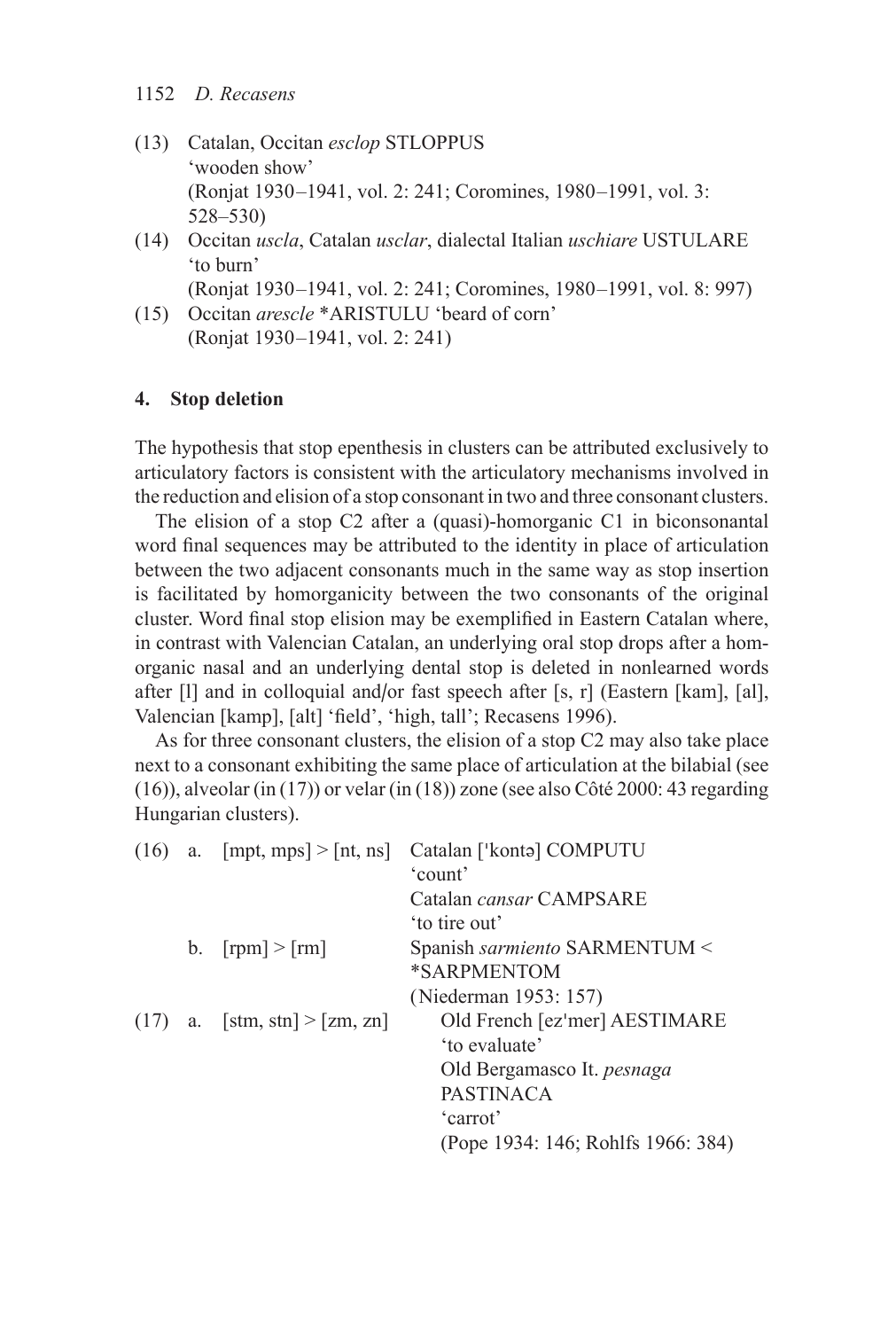(13) Catalan, Occitan *esclop* STLOPPUS
'wooden show'
(Ronjat 1930–1941, vol. 2: 241; Coromines, 1980–1991, vol. 3: 528–530)

(14) Occitan *uscla*, Catalan *usclar*, dialectal Italian *uschiare* USTULARE
'to burn'
(Ronjat 1930–1941, vol. 2: 241; Coromines, 1980–1991, vol. 8: 997)

(15) Occitan *arescle* *ARISTULU 'beard of corn'
(Ronjat 1930–1941, vol. 2: 241)

## 4. Stop deletion

The hypothesis that stop epenthesis in clusters can be attributed exclusively to articulatory factors is consistent with the articulatory mechanisms involved in the reduction and elision of a stop consonant in two and three consonant clusters.

The elision of a stop C2 after a (quasi)-homorganic C1 in biconsonantal word final sequences may be attributed to the identity in place of articulation between the two adjacent consonants much in the same way as stop insertion is facilitated by homorganicity between the two consonants of the original cluster. Word final stop elision may be exemplified in Eastern Catalan where, in contrast with Valencian Catalan, an underlying oral stop drops after a homorganic nasal and an underlying dental stop is deleted in nonlearned words after [l] and in colloquial and/or fast speech after [s, r] (Eastern [kam], [al], Valencian [kamp], [alt] 'field', 'high, tall'; Recasens 1996).

As for three consonant clusters, the elision of a stop C2 may also take place next to a consonant exhibiting the same place of articulation at the bilabial (see (16)), alveolar (in (17)) or velar (in (18)) zone (see also Côté 2000: 43 regarding Hungarian clusters).

(16) a. [mpt, mps] > [nt, ns] Catalan ['kontə] COMPUTU
'count'
Catalan *cansar* CAMPSARE
'to tire out'

b. [rpm] > [rm] Spanish *sarmiento* SARMENTUM < *SARPMENTOM
(Niederman 1953: 157)

(17) a. [stm, stn] > [zm, zn] Old French [ez'mer] AESTIMARE
'to evaluate'
Old Bergamasco It. *pesnaga* PASTINACA
'carrot'
(Pope 1934: 146; Rohlfs 1966: 384)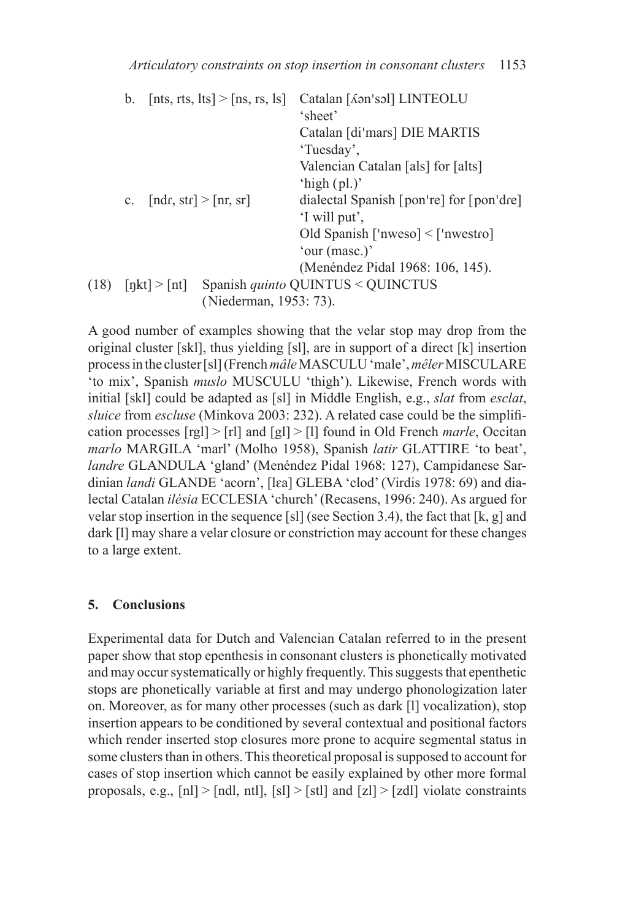b. [nts, rts, lts] > [ns, rs, ls] Catalan [ʎən'sɔl] LINTEOLU 'sheet'
   Catalan [di'mars] DIE MARTIS 'Tuesday',
   Valencian Catalan [als] for [alts] 'high (pl.)'

c. [ndɾ, stɾ] > [nr, sr] dialectal Spanish [pon're] for [pon'dɾe] 'I will put',
   Old Spanish ['nweso] < ['nwestɾo] 'our (masc.)'
   (Menéndez Pidal 1968: 106, 145).

(18) [ŋkt] > [nt] Spanish *quinto* QUINTUS < QUINCTUS (Niederman, 1953: 73).

A good number of examples showing that the velar stop may drop from the original cluster [skl], thus yielding [sl], are in support of a direct [k] insertion process in the cluster [sl] (French *mâle* MASCULU 'male', *mêler* MISCULARE 'to mix', Spanish *muslo* MUSCULU 'thigh'). Likewise, French words with initial [skl] could be adapted as [sl] in Middle English, e.g., *slat* from *esclat*, *sluice* from *escluse* (Minkova 2003: 232). A related case could be the simplification processes [rgl] > [rl] and [gl] > [l] found in Old French *marle*, Occitan *marlo* MARGILA 'marl' (Molho 1958), Spanish *latir* GLATTIRE 'to beat', *landre* GLANDULA 'gland' (Menéndez Pidal 1968: 127), Campidanese Sardinian *landi* GLANDE 'acorn', [lɛa] GLEBA 'clod' (Virdis 1978: 69) and dialectal Catalan *ilésia* ECCLESIA 'church' (Recasens, 1996: 240). As argued for velar stop insertion in the sequence [sl] (see Section 3.4), the fact that [k, g] and dark [l] may share a velar closure or constriction may account for these changes to a large extent.

## 5. Conclusions

Experimental data for Dutch and Valencian Catalan referred to in the present paper show that stop epenthesis in consonant clusters is phonetically motivated and may occur systematically or highly frequently. This suggests that epenthetic stops are phonetically variable at first and may undergo phonologization later on. Moreover, as for many other processes (such as dark [l] vocalization), stop insertion appears to be conditioned by several contextual and positional factors which render inserted stop closures more prone to acquire segmental status in some clusters than in others. This theoretical proposal is supposed to account for cases of stop insertion which cannot be easily explained by other more formal proposals, e.g., [nl] > [ndl, ntl], [sl] > [stl] and [zl] > [zdl] violate constraints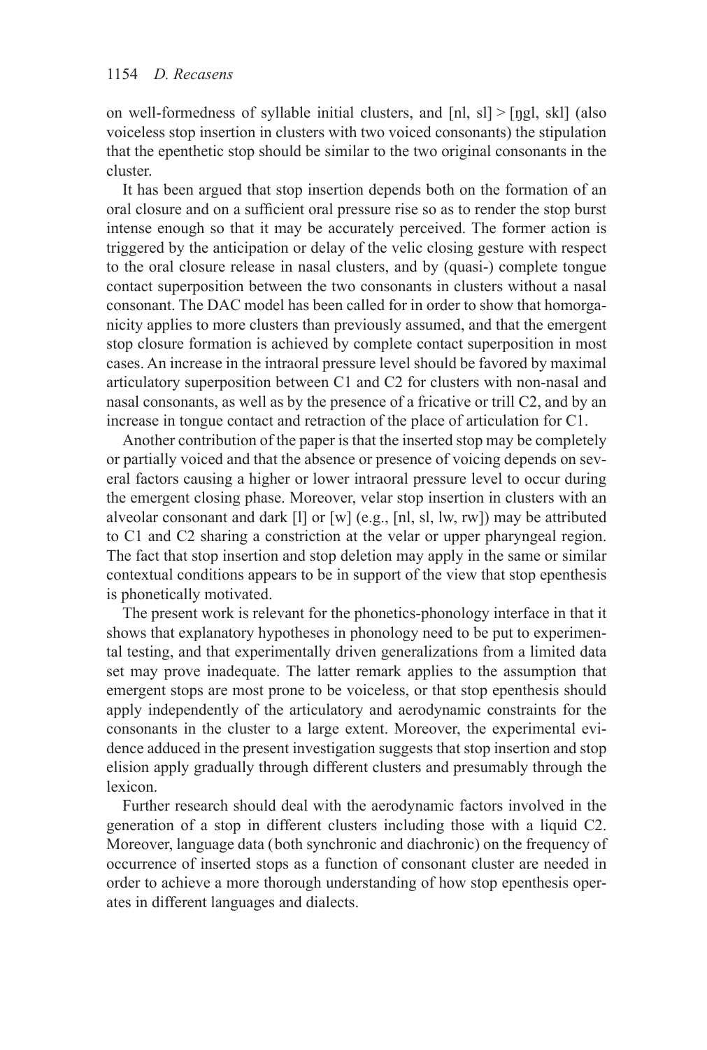on well-formedness of syllable initial clusters, and [nl, sl] > [ŋgl, skl] (also voiceless stop insertion in clusters with two voiced consonants) the stipulation that the epenthetic stop should be similar to the two original consonants in the cluster.

It has been argued that stop insertion depends both on the formation of an oral closure and on a sufficient oral pressure rise so as to render the stop burst intense enough so that it may be accurately perceived. The former action is triggered by the anticipation or delay of the velic closing gesture with respect to the oral closure release in nasal clusters, and by (quasi-) complete tongue contact superposition between the two consonants in clusters without a nasal consonant. The DAC model has been called for in order to show that homorganicity applies to more clusters than previously assumed, and that the emergent stop closure formation is achieved by complete contact superposition in most cases. An increase in the intraoral pressure level should be favored by maximal articulatory superposition between C1 and C2 for clusters with non-nasal and nasal consonants, as well as by the presence of a fricative or trill C2, and by an increase in tongue contact and retraction of the place of articulation for C1.

Another contribution of the paper is that the inserted stop may be completely or partially voiced and that the absence or presence of voicing depends on several factors causing a higher or lower intraoral pressure level to occur during the emergent closing phase. Moreover, velar stop insertion in clusters with an alveolar consonant and dark [l] or [w] (e.g., [nl, sl, lw, rw]) may be attributed to C1 and C2 sharing a constriction at the velar or upper pharyngeal region. The fact that stop insertion and stop deletion may apply in the same or similar contextual conditions appears to be in support of the view that stop epenthesis is phonetically motivated.

The present work is relevant for the phonetics-phonology interface in that it shows that explanatory hypotheses in phonology need to be put to experimental testing, and that experimentally driven generalizations from a limited data set may prove inadequate. The latter remark applies to the assumption that emergent stops are most prone to be voiceless, or that stop epenthesis should apply independently of the articulatory and aerodynamic constraints for the consonants in the cluster to a large extent. Moreover, the experimental evidence adduced in the present investigation suggests that stop insertion and stop elision apply gradually through different clusters and presumably through the lexicon.

Further research should deal with the aerodynamic factors involved in the generation of a stop in different clusters including those with a liquid C2. Moreover, language data (both synchronic and diachronic) on the frequency of occurrence of inserted stops as a function of consonant cluster are needed in order to achieve a more thorough understanding of how stop epenthesis operates in different languages and dialects.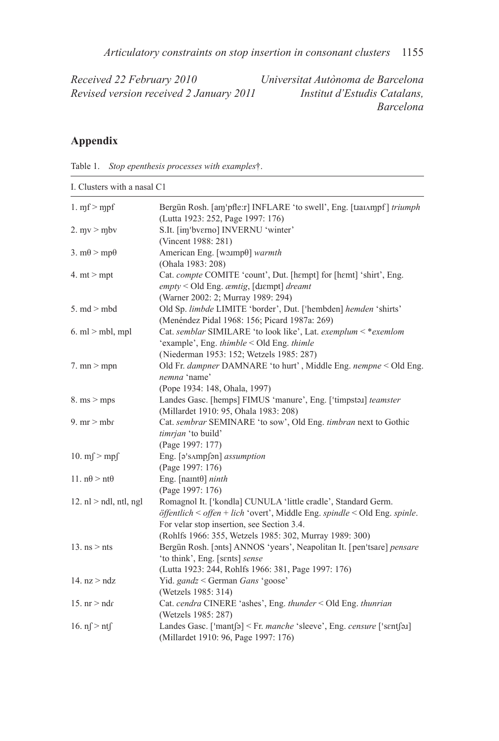*Received 22 February 2010*  
*Revised version received 2 January 2011*

*Universitat Autònoma de Barcelona*  
*Institut d'Estudis Catalans, Barcelona*

## Appendix

Table 1. *Stop epenthesis processes with examples*†.

| I. Clusters with a nasal C1 | |
|---|---|
| 1. ɱf > ɱpf | Bergün Rosh. [aɱˈpfleːr] INFLARE 'to swell', Eng. [tɹaɪʌɱpf] *triumph* (Lutta 1923: 252, Page 1997: 176) |
| 2. ɱv > ɱbv | S.It. [iɱˈbvɛrno] INVERNU 'winter' (Vincent 1988: 281) |
| 3. mθ > mpθ | American Eng. [wɔɹmpθ] *warmth* (Ohala 1983: 208) |
| 4. mt > mpt | Cat. *compte* COMITE 'count', Dut. [hɛmpt] for [hɛmt] 'shirt', Eng. *empty* < Old Eng. *æmtig*, [dɹɛmpt] *dreamt* (Warner 2002: 2; Murray 1989: 294) |
| 5. md > mbd | Old Sp. *limbde* LIMITE 'border', Dut. [ˈhembden] *hemden* 'shirts' (Menéndez Pidal 1968: 156; Picard 1987a: 269) |
| 6. ml > mbl, mpl | Cat. *semblar* SIMILARE 'to look like', Lat. *exemplum* < \**exemlom* 'example', Eng. *thimble* < Old Eng. *thimle* (Niederman 1953: 152; Wetzels 1985: 287) |
| 7. mn > mpn | Old Fr. *dampner* DAMNARE 'to hurt' , Middle Eng. *nempne* < Old Eng. *nemna* 'name' (Pope 1934: 148, Ohala, 1997) |
| 8. ms > mps | Landes Gasc. [hemps] FIMUS 'manure', Eng. [ˈtimpstəɹ] *teamster* (Millardet 1910: 95, Ohala 1983: 208) |
| 9. mr > mbɾ | Cat. *sembrar* SEMINARE 'to sow', Old Eng. *timbran* next to Gothic *timrjan* 'to build' (Page 1997: 177) |
| 10. mʃ > mpʃ | Eng. [əˈsʌmpʃən] *assumption* (Page 1997: 176) |
| 11. nθ > ntθ | Eng. [naɪntθ] *ninth* (Page 1997: 176) |
| 12. nl > ndl, ntl, ngl | Romagnol It. [ˈkondla] CUNULA 'little cradle', Standard Germ. *öffentlich* < *offen* + *lich* 'overt', Middle Eng. *spindle* < Old Eng. *spinle*. For velar stop insertion, see Section 3.4. (Rohlfs 1966: 355, Wetzels 1985: 302, Murray 1989: 300) |
| 13. ns > nts | Bergün Rosh. [ɔnts] ANNOS 'years', Neapolitan It. [penˈtsaɾe] *pensare* 'to think', Eng. [sɛnts] *sense* (Lutta 1923: 244, Rohlfs 1966: 381, Page 1997: 176) |
| 14. nz > ndz | Yid. *gandz* < German *Gans* 'goose' (Wetzels 1985: 314) |
| 15. nr > ndɾ | Cat. *cendra* CINERE 'ashes', Eng. *thunder* < Old Eng. *thunrian* (Wetzels 1985: 287) |
| 16. nʃ > ntʃ | Landes Gasc. [ˈmantʃə] < Fr. *manche* 'sleeve', Eng. *censure* [ˈsɛntʃəɹ] (Millardet 1910: 96, Page 1997: 176) |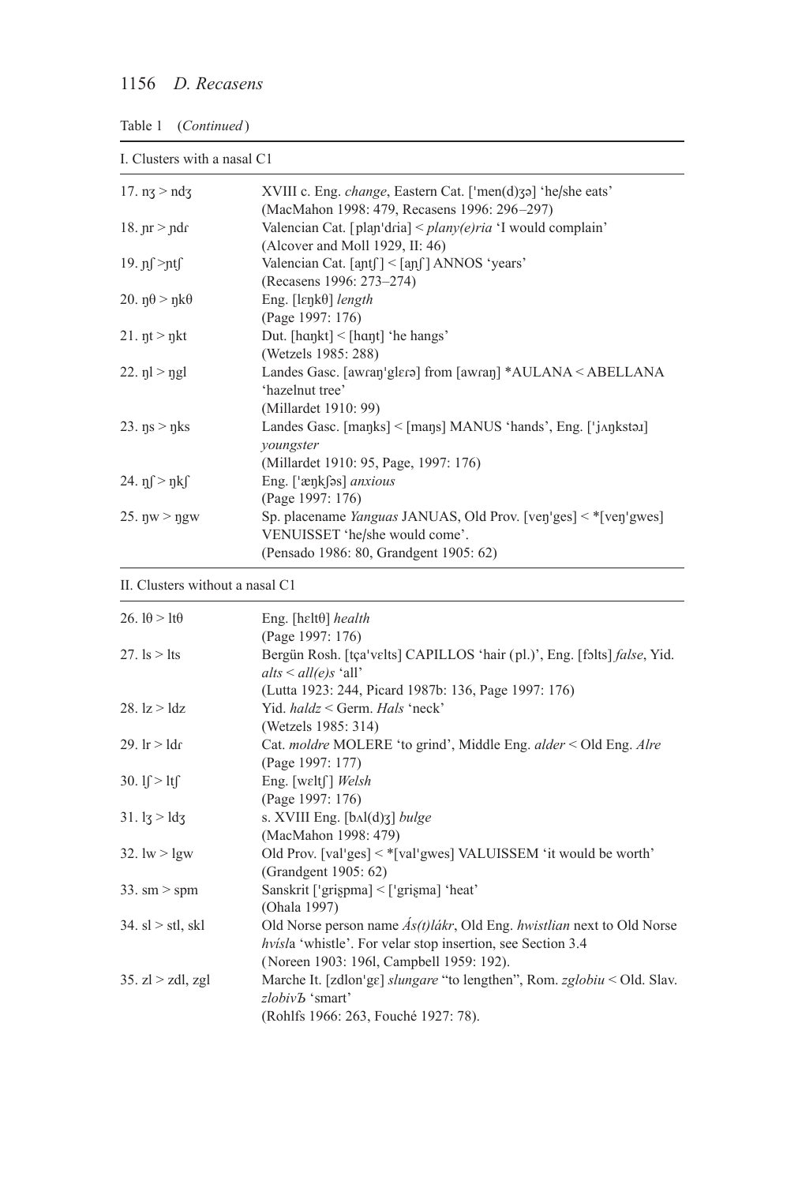Table 1 (*Continued*)

| I. Clusters with a nasal C1 | |
|---|---|
| 17. nʒ > ndʒ | XVIII c. Eng. *change*, Eastern Cat. ['men(d)ʒə] 'he/she eats' (MacMahon 1998: 479, Recasens 1996: 296–297) |
| 18. ɲr > ɲdɾ | Valencian Cat. [plaɲ'dɾia] < *plany(e)ria* 'I would complain' (Alcover and Moll 1929, II: 46) |
| 19. ɲʃ >ɲtʃ | Valencian Cat. [aɲtʃ] < [aɲʃ] ANNOS 'years' (Recasens 1996: 273–274) |
| 20. ŋθ > ŋkθ | Eng. [lɛŋkθ] *length* (Page 1997: 176) |
| 21. ŋt > ŋkt | Dut. [hɑŋkt] < [hɑŋt] 'he hangs' (Wetzels 1985: 288) |
| 22. ŋl > ŋgl | Landes Gasc. [awɾaŋ'glɛɾə] from [awɾaŋ] *AULANA < ABELLANA 'hazelnut tree' (Millardet 1910: 99) |
| 23. ŋs > ŋks | Landes Gasc. [maŋks] < [maŋs] MANUS 'hands', Eng. ['jʌŋkstəɹ] *youngster* (Millardet 1910: 95, Page, 1997: 176) |
| 24. ŋʃ > ŋkʃ | Eng. ['æŋkʃəs] *anxious* (Page 1997: 176) |
| 25. ŋw > ŋgw | Sp. placename *Yanguas* JANUAS, Old Prov. [veŋ'ges] < *[veŋ'gwes] VENUISSET 'he/she would come'. (Pensado 1986: 80, Grandgent 1905: 62) |

| II. Clusters without a nasal C1 | |
|---|---|
| 26. lθ > ltθ | Eng. [hɛltθ] *health* (Page 1997: 176) |
| 27. ls > lts | Bergün Rosh. [tɕa'vɛlts] CAPILLOS 'hair (pl.)', Eng. [fɔlts] *false*, Yid. *alts* < *all(e)s* 'all' (Lutta 1923: 244, Picard 1987b: 136, Page 1997: 176) |
| 28. lz > ldz | Yid. *haldz* < Germ. *Hals* 'neck' (Wetzels 1985: 314) |
| 29. lr > ldɾ | Cat. *moldre* MOLERE 'to grind', Middle Eng. *alder* < Old Eng. *Alre* (Page 1997: 177) |
| 30. lʃ > ltʃ | Eng. [wɛltʃ] *Welsh* (Page 1997: 176) |
| 31. lʒ > ldʒ | s. XVIII Eng. [bʌl(d)ʒ] *bulge* (MacMahon 1998: 479) |
| 32. lw > lgw | Old Prov. [val'ges] < *[val'gwes] VALUISSEM 'it would be worth' (Grandgent 1905: 62) |
| 33. sm > spm | Sanskrit ['griʂpma] < ['griʂma] 'heat' (Ohala 1997) |
| 34. sl > stl, skl | Old Norse person name *Ás(t)lákr*, Old Eng. *hwistlian* next to Old Norse *hvísl*a 'whistle'. For velar stop insertion, see Section 3.4 (Noreen 1903: 196l, Campbell 1959: 192). |
| 35. zl > zdl, zgl | Marche It. [zdlon'gɛ] *slungare* "to lengthen", Rom. *zglobiu* < Old. Slav. *zlobivЪ* 'smart' (Rohlfs 1966: 263, Fouché 1927: 78). |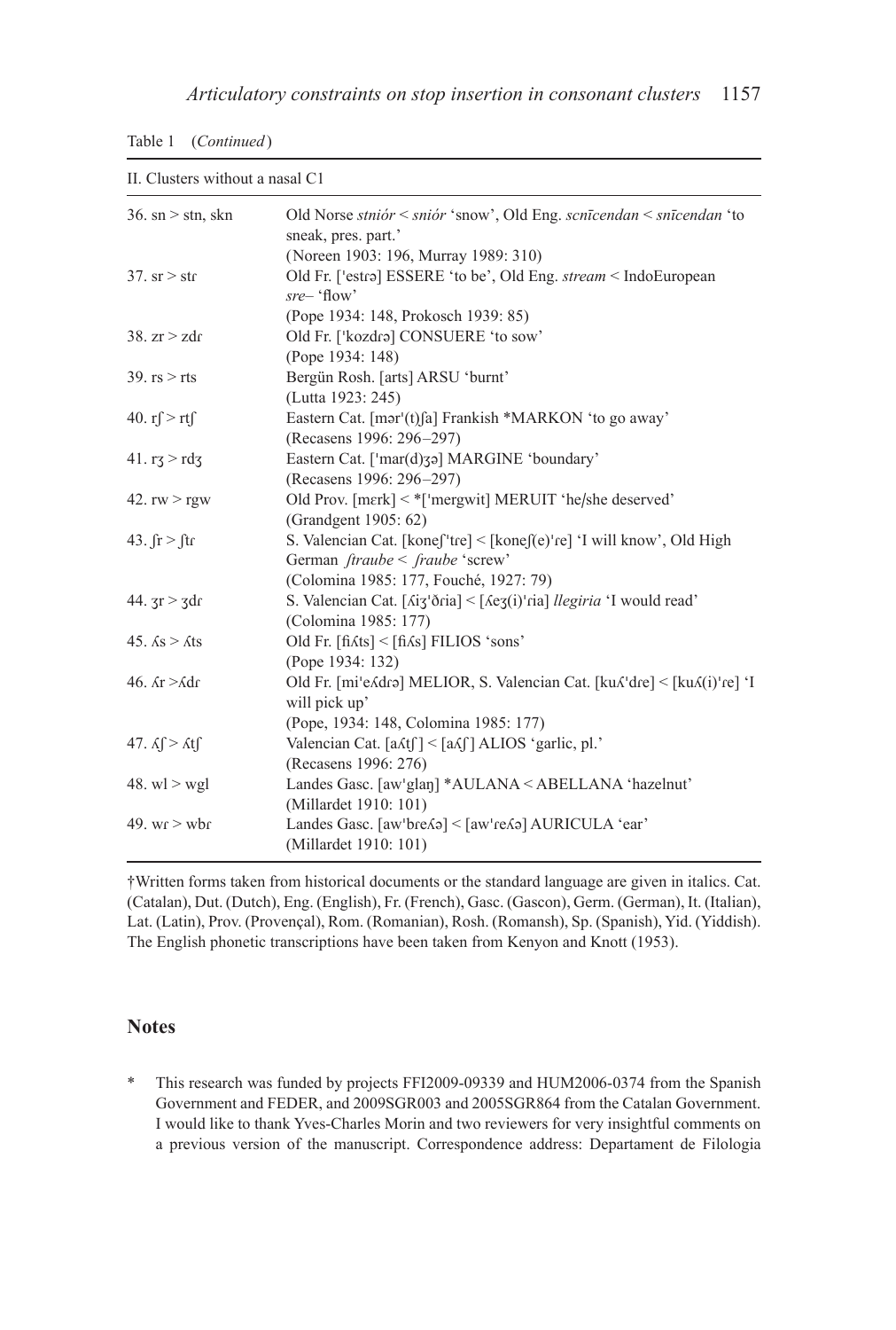Table 1 (*Continued*)

| II. Clusters without a nasal C1 | |
|---|---|
| 36. sn > stn, skn | Old Norse *stniór* < *sniór* 'snow', Old Eng. *scnīcendan* < *snīcendan* 'to sneak, pres. part.' (Noreen 1903: 196, Murray 1989: 310) |
| 37. sr > stɾ | Old Fr. ['estɾə] ESSERE 'to be', Old Eng. *stream* < IndoEuropean *sre–* 'flow' (Pope 1934: 148, Prokosch 1939: 85) |
| 38. zr > zdɾ | Old Fr. ['kozdɾə] CONSUERE 'to sow' (Pope 1934: 148) |
| 39. rs > rts | Bergün Rosh. [arts] ARSU 'burnt' (Lutta 1923: 245) |
| 40. rʃ > rtʃ | Eastern Cat. [mər'(t)ʃa] Frankish *MARKON 'to go away' (Recasens 1996: 296–297) |
| 41. rʒ > rdʒ | Eastern Cat. ['mar(d)ʒə] MARGINE 'boundary' (Recasens 1996: 296–297) |
| 42. rw > rgw | Old Prov. [mɛrk] < *['mergwit] MERUIT 'he/she deserved' (Grandgent 1905: 62) |
| 43. ʃr > ʃtɾ | S. Valencian Cat. [koneʃ'tɾe] < [koneʃ(e)'ɾe] 'I will know', Old High German *ʃtraube* < *ʃraube* 'screw' (Colomina 1985: 177, Fouché, 1927: 79) |
| 44. ʒr > ʒdɾ | S. Valencian Cat. [ʎiʒ'ðɾia] < [ʎeʒ(i)'ɾia] *llegiria* 'I would read' (Colomina 1985: 177) |
| 45. ʎs > ʎts | Old Fr. [fiʎts] < [fiʎs] FILIOS 'sons' (Pope 1934: 132) |
| 46. ʎr >ʎdɾ | Old Fr. [mi'eʎdɾə] MELIOR, S. Valencian Cat. [kuʎ'dɾe] < [kuʎ(i)'ɾe] 'I will pick up' (Pope, 1934: 148, Colomina 1985: 177) |
| 47. ʎʃ > ʎtʃ | Valencian Cat. [aʎtʃ] < [aʎʃ] ALIOS 'garlic, pl.' (Recasens 1996: 276) |
| 48. wl > wgl | Landes Gasc. [aw'glaŋ] *AULANA < ABELLANA 'hazelnut' (Millardet 1910: 101) |
| 49. wɾ > wbɾ | Landes Gasc. [aw'bɾeʎə] < [aw'ɾeʎə] AURICULA 'ear' (Millardet 1910: 101) |

†Written forms taken from historical documents or the standard language are given in italics. Cat. (Catalan), Dut. (Dutch), Eng. (English), Fr. (French), Gasc. (Gascon), Germ. (German), It. (Italian), Lat. (Latin), Prov. (Provençal), Rom. (Romanian), Rosh. (Romansh), Sp. (Spanish), Yid. (Yiddish). The English phonetic transcriptions have been taken from Kenyon and Knott (1953).

## Notes

\* This research was funded by projects FFI2009-09339 and HUM2006-0374 from the Spanish Government and FEDER, and 2009SGR003 and 2005SGR864 from the Catalan Government. I would like to thank Yves-Charles Morin and two reviewers for very insightful comments on a previous version of the manuscript. Correspondence address: Departament de Filologia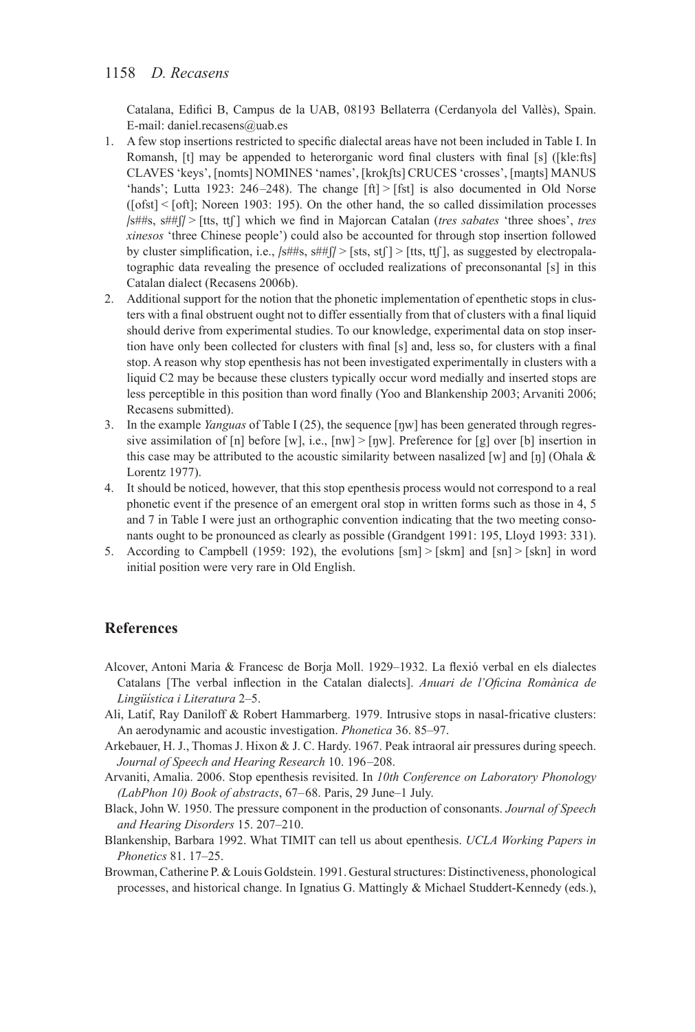Catalana, Edifici B, Campus de la UAB, 08193 Bellaterra (Cerdanyola del Vallès), Spain. E-mail: daniel.recasens@uab.es

1. A few stop insertions restricted to specific dialectal areas have not been included in Table I. In Romansh, [t] may be appended to heterorganic word final clusters with final [s] ([kle:fts] CLAVES 'keys', [nomts] NOMINES 'names', [krokʃts] CRUCES 'crosses', [maɲts] MANUS 'hands'; Lutta 1923: 246–248). The change [ft] > [fst] is also documented in Old Norse ([ofst] < [oft]; Noreen 1903: 195). On the other hand, the so called dissimilation processes /s##s, s##ʃ/ > [tts, ttʃ] which we find in Majorcan Catalan (*tres sabates* 'three shoes', *tres xinesos* 'three Chinese people') could also be accounted for through stop insertion followed by cluster simplification, i.e., /s##s, s##ʃ/ > [sts, stʃ] > [tts, ttʃ], as suggested by electropalatographic data revealing the presence of occluded realizations of preconsonantal [s] in this Catalan dialect (Recasens 2006b).
2. Additional support for the notion that the phonetic implementation of epenthetic stops in clusters with a final obstruent ought not to differ essentially from that of clusters with a final liquid should derive from experimental studies. To our knowledge, experimental data on stop insertion have only been collected for clusters with final [s] and, less so, for clusters with a final stop. A reason why stop epenthesis has not been investigated experimentally in clusters with a liquid C2 may be because these clusters typically occur word medially and inserted stops are less perceptible in this position than word finally (Yoo and Blankenship 2003; Arvaniti 2006; Recasens submitted).
3. In the example *Yanguas* of Table I (25), the sequence [ŋw] has been generated through regressive assimilation of [n] before [w], i.e., [nw] > [ŋw]. Preference for [g] over [b] insertion in this case may be attributed to the acoustic similarity between nasalized [w] and [ŋ] (Ohala & Lorentz 1977).
4. It should be noticed, however, that this stop epenthesis process would not correspond to a real phonetic event if the presence of an emergent oral stop in written forms such as those in 4, 5 and 7 in Table I were just an orthographic convention indicating that the two meeting consonants ought to be pronounced as clearly as possible (Grandgent 1991: 195, Lloyd 1993: 331).
5. According to Campbell (1959: 192), the evolutions [sm] > [skm] and [sn] > [skn] in word initial position were very rare in Old English.

## References

Alcover, Antoni Maria & Francesc de Borja Moll. 1929–1932. La flexió verbal en els dialectes Catalans [The verbal inflection in the Catalan dialects]. *Anuari de l'Oficina Romànica de Lingüística i Literatura* 2–5.

Ali, Latif, Ray Daniloff & Robert Hammarberg. 1979. Intrusive stops in nasal-fricative clusters: An aerodynamic and acoustic investigation. *Phonetica* 36. 85–97.

Arkebauer, H. J., Thomas J. Hixon & J. C. Hardy. 1967. Peak intraoral air pressures during speech. *Journal of Speech and Hearing Research* 10. 196–208.

Arvaniti, Amalia. 2006. Stop epenthesis revisited. In *10th Conference on Laboratory Phonology (LabPhon 10) Book of abstracts*, 67–68. Paris, 29 June–1 July.

Black, John W. 1950. The pressure component in the production of consonants. *Journal of Speech and Hearing Disorders* 15. 207–210.

Blankenship, Barbara 1992. What TIMIT can tell us about epenthesis. *UCLA Working Papers in Phonetics* 81. 17–25.

Browman, Catherine P. & Louis Goldstein. 1991. Gestural structures: Distinctiveness, phonological processes, and historical change. In Ignatius G. Mattingly & Michael Studdert-Kennedy (eds.),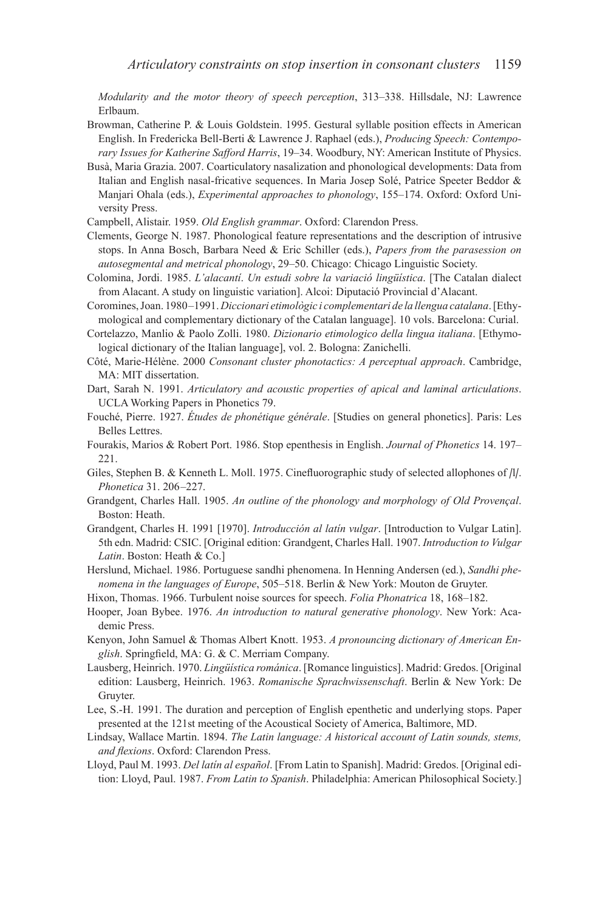*Modularity and the motor theory of speech perception*, 313–338. Hillsdale, NJ: Lawrence Erlbaum.

Browman, Catherine P. & Louis Goldstein. 1995. Gestural syllable position effects in American English. In Fredericka Bell-Berti & Lawrence J. Raphael (eds.), *Producing Speech: Contemporary Issues for Katherine Safford Harris*, 19–34. Woodbury, NY: American Institute of Physics.

Busà, Maria Grazia. 2007. Coarticulatory nasalization and phonological developments: Data from Italian and English nasal-fricative sequences. In Maria Josep Solé, Patrice Speeter Beddor & Manjari Ohala (eds.), *Experimental approaches to phonology*, 155–174. Oxford: Oxford University Press.

Campbell, Alistair. 1959. *Old English grammar*. Oxford: Clarendon Press.

Clements, George N. 1987. Phonological feature representations and the description of intrusive stops. In Anna Bosch, Barbara Need & Eric Schiller (eds.), *Papers from the parasession on autosegmental and metrical phonology*, 29–50. Chicago: Chicago Linguistic Society.

Colomina, Jordi. 1985. *L'alacantí. Un estudi sobre la variació lingüística*. [The Catalan dialect from Alacant. A study on linguistic variation]. Alcoi: Diputació Provincial d'Alacant.

Coromines, Joan. 1980–1991. *Diccionari etimològic i complementari de la llengua catalana*. [Ethymological and complementary dictionary of the Catalan language]. 10 vols. Barcelona: Curial.

Cortelazzo, Manlio & Paolo Zolli. 1980. *Dizionario etimologico della lingua italiana*. [Ethymological dictionary of the Italian language], vol. 2. Bologna: Zanichelli.

Côté, Marie-Hélène. 2000 *Consonant cluster phonotactics: A perceptual approach*. Cambridge, MA: MIT dissertation.

Dart, Sarah N. 1991. *Articulatory and acoustic properties of apical and laminal articulations*. UCLA Working Papers in Phonetics 79.

Fouché, Pierre. 1927. *Études de phonétique générale*. [Studies on general phonetics]. Paris: Les Belles Lettres.

Fourakis, Marios & Robert Port. 1986. Stop epenthesis in English. *Journal of Phonetics* 14. 197–221.

Giles, Stephen B. & Kenneth L. Moll. 1975. Cinefluorographic study of selected allophones of /l/. *Phonetica* 31. 206–227.

Grandgent, Charles Hall. 1905. *An outline of the phonology and morphology of Old Provençal*. Boston: Heath.

Grandgent, Charles H. 1991 [1970]. *Introducción al latín vulgar*. [Introduction to Vulgar Latin]. 5th edn. Madrid: CSIC. [Original edition: Grandgent, Charles Hall. 1907. *Introduction to Vulgar Latin*. Boston: Heath & Co.]

Herslund, Michael. 1986. Portuguese sandhi phenomena. In Henning Andersen (ed.), *Sandhi phenomena in the languages of Europe*, 505–518. Berlin & New York: Mouton de Gruyter.

Hixon, Thomas. 1966. Turbulent noise sources for speech. *Folia Phonatrica* 18, 168–182.

Hooper, Joan Bybee. 1976. *An introduction to natural generative phonology*. New York: Academic Press.

Kenyon, John Samuel & Thomas Albert Knott. 1953. *A pronouncing dictionary of American English*. Springfield, MA: G. & C. Merriam Company.

Lausberg, Heinrich. 1970. *Lingüística románica*. [Romance linguistics]. Madrid: Gredos. [Original edition: Lausberg, Heinrich. 1963. *Romanische Sprachwissenschaft*. Berlin & New York: De Gruyter.

Lee, S.-H. 1991. The duration and perception of English epenthetic and underlying stops. Paper presented at the 121st meeting of the Acoustical Society of America, Baltimore, MD.

Lindsay, Wallace Martin. 1894. *The Latin language: A historical account of Latin sounds, stems, and flexions*. Oxford: Clarendon Press.

Lloyd, Paul M. 1993. *Del latín al español*. [From Latin to Spanish]. Madrid: Gredos. [Original edition: Lloyd, Paul. 1987. *From Latin to Spanish*. Philadelphia: American Philosophical Society.]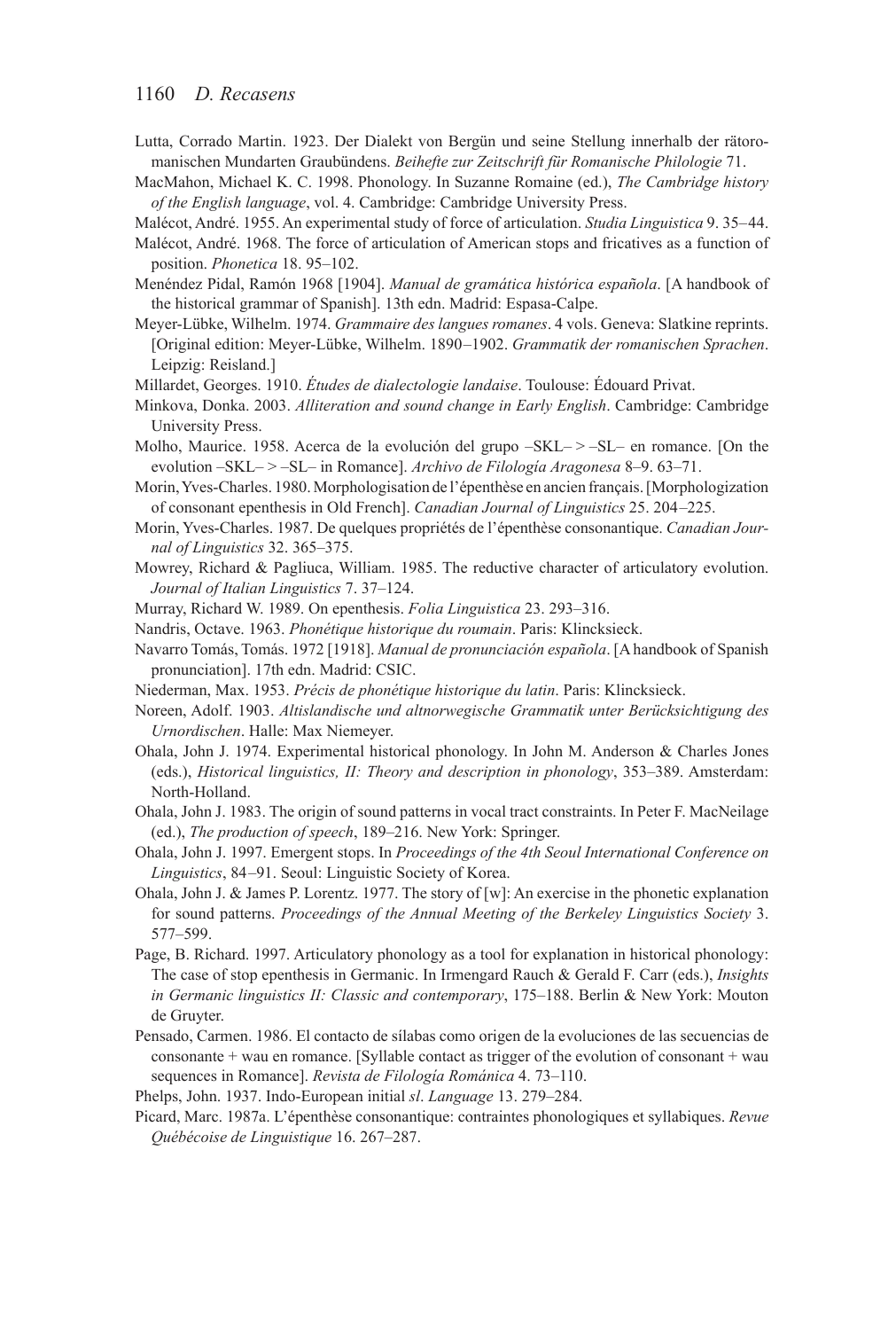Lutta, Corrado Martin. 1923. Der Dialekt von Bergün und seine Stellung innerhalb der rätoromanischen Mundarten Graubündens. *Beihefte zur Zeitschrift für Romanische Philologie* 71.

MacMahon, Michael K. C. 1998. Phonology. In Suzanne Romaine (ed.), *The Cambridge history of the English language*, vol. 4. Cambridge: Cambridge University Press.

Malécot, André. 1955. An experimental study of force of articulation. *Studia Linguistica* 9. 35–44.

Malécot, André. 1968. The force of articulation of American stops and fricatives as a function of position. *Phonetica* 18. 95–102.

Menéndez Pidal, Ramón 1968 [1904]. *Manual de gramática histórica española*. [A handbook of the historical grammar of Spanish]. 13th edn. Madrid: Espasa-Calpe.

Meyer-Lübke, Wilhelm. 1974. *Grammaire des langues romanes*. 4 vols. Geneva: Slatkine reprints. [Original edition: Meyer-Lübke, Wilhelm. 1890–1902. *Grammatik der romanischen Sprachen*. Leipzig: Reisland.]

Millardet, Georges. 1910. *Études de dialectologie landaise*. Toulouse: Édouard Privat.

Minkova, Donka. 2003. *Alliteration and sound change in Early English*. Cambridge: Cambridge University Press.

Molho, Maurice. 1958. Acerca de la evolución del grupo –SKL– > –SL– en romance. [On the evolution –SKL– > –SL– in Romance]. *Archivo de Filología Aragonesa* 8–9. 63–71.

Morin, Yves-Charles. 1980. Morphologisation de l'épenthèse en ancien français. [Morphologization of consonant epenthesis in Old French]. *Canadian Journal of Linguistics* 25. 204–225.

Morin, Yves-Charles. 1987. De quelques propriétés de l'épenthèse consonantique. *Canadian Journal of Linguistics* 32. 365–375.

Mowrey, Richard & Pagliuca, William. 1985. The reductive character of articulatory evolution. *Journal of Italian Linguistics* 7. 37–124.

Murray, Richard W. 1989. On epenthesis. *Folia Linguistica* 23. 293–316.

Nandris, Octave. 1963. *Phonétique historique du roumain*. Paris: Klincksieck.

Navarro Tomás, Tomás. 1972 [1918]. *Manual de pronunciación española*. [A handbook of Spanish pronunciation]. 17th edn. Madrid: CSIC.

Niederman, Max. 1953. *Précis de phonétique historique du latin*. Paris: Klincksieck.

Noreen, Adolf. 1903. *Altislandische und altnorwegische Grammatik unter Berücksichtigung des Urnordischen*. Halle: Max Niemeyer.

Ohala, John J. 1974. Experimental historical phonology. In John M. Anderson & Charles Jones (eds.), *Historical linguistics, II: Theory and description in phonology*, 353–389. Amsterdam: North-Holland.

Ohala, John J. 1983. The origin of sound patterns in vocal tract constraints. In Peter F. MacNeilage (ed.), *The production of speech*, 189–216. New York: Springer.

Ohala, John J. 1997. Emergent stops. In *Proceedings of the 4th Seoul International Conference on Linguistics*, 84–91. Seoul: Linguistic Society of Korea.

Ohala, John J. & James P. Lorentz. 1977. The story of [w]: An exercise in the phonetic explanation for sound patterns. *Proceedings of the Annual Meeting of the Berkeley Linguistics Society* 3. 577–599.

Page, B. Richard. 1997. Articulatory phonology as a tool for explanation in historical phonology: The case of stop epenthesis in Germanic. In Irmengard Rauch & Gerald F. Carr (eds.), *Insights in Germanic linguistics II: Classic and contemporary*, 175–188. Berlin & New York: Mouton de Gruyter.

Pensado, Carmen. 1986. El contacto de sílabas como origen de la evoluciones de las secuencias de consonante + wau en romance. [Syllable contact as trigger of the evolution of consonant + wau sequences in Romance]. *Revista de Filología Románica* 4. 73–110.

Phelps, John. 1937. Indo-European initial *sl*. *Language* 13. 279–284.

Picard, Marc. 1987a. L'épenthèse consonantique: contraintes phonologiques et syllabiques. *Revue Québécoise de Linguistique* 16. 267–287.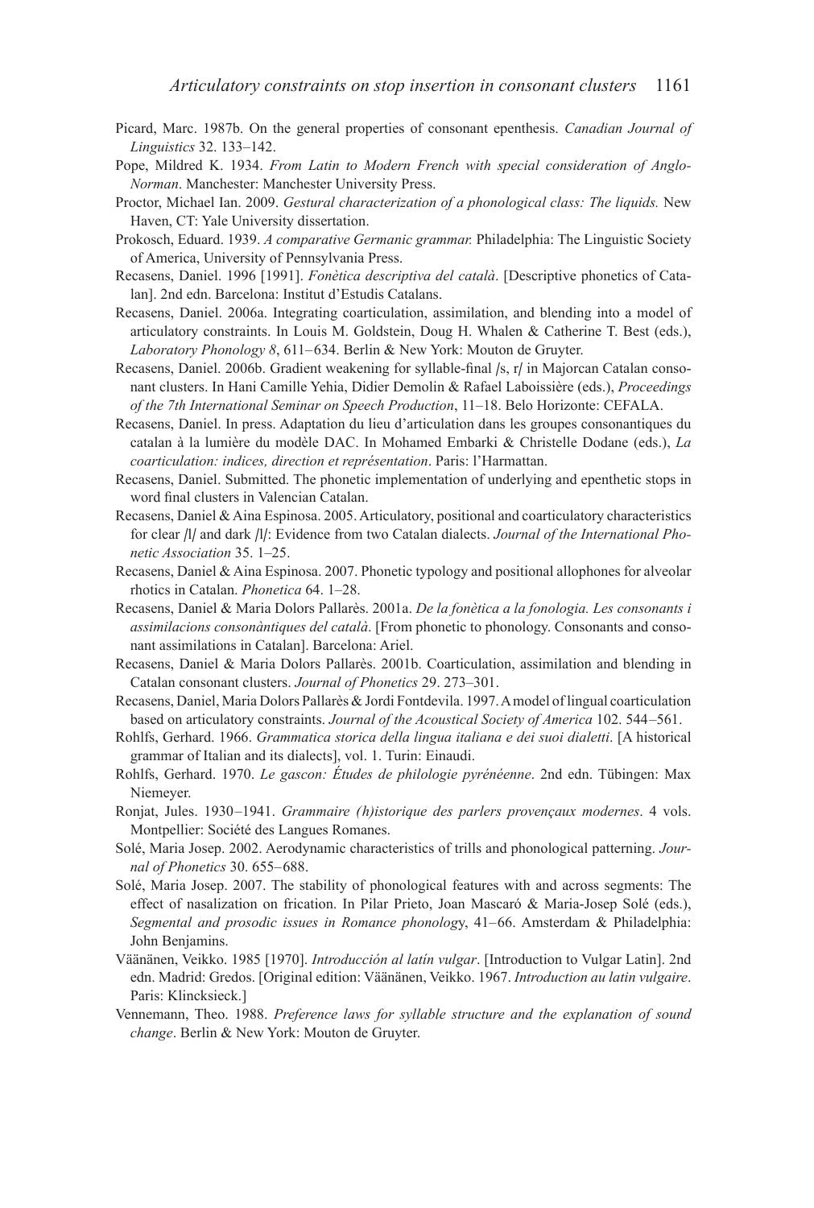Picard, Marc. 1987b. On the general properties of consonant epenthesis. *Canadian Journal of Linguistics* 32. 133–142.

Pope, Mildred K. 1934. *From Latin to Modern French with special consideration of Anglo-Norman*. Manchester: Manchester University Press.

Proctor, Michael Ian. 2009. *Gestural characterization of a phonological class: The liquids.* New Haven, CT: Yale University dissertation.

Prokosch, Eduard. 1939. *A comparative Germanic grammar.* Philadelphia: The Linguistic Society of America, University of Pennsylvania Press.

Recasens, Daniel. 1996 [1991]. *Fonètica descriptiva del català*. [Descriptive phonetics of Catalan]. 2nd edn. Barcelona: Institut d'Estudis Catalans.

Recasens, Daniel. 2006a. Integrating coarticulation, assimilation, and blending into a model of articulatory constraints. In Louis M. Goldstein, Doug H. Whalen & Catherine T. Best (eds.), *Laboratory Phonology 8*, 611–634. Berlin & New York: Mouton de Gruyter.

Recasens, Daniel. 2006b. Gradient weakening for syllable-final /s, r/ in Majorcan Catalan consonant clusters. In Hani Camille Yehia, Didier Demolin & Rafael Laboissière (eds.), *Proceedings of the 7th International Seminar on Speech Production*, 11–18. Belo Horizonte: CEFALA.

Recasens, Daniel. In press. Adaptation du lieu d'articulation dans les groupes consonantiques du catalan à la lumière du modèle DAC. In Mohamed Embarki & Christelle Dodane (eds.), *La coarticulation: indices, direction et représentation*. Paris: l'Harmattan.

Recasens, Daniel. Submitted. The phonetic implementation of underlying and epenthetic stops in word final clusters in Valencian Catalan.

Recasens, Daniel & Aina Espinosa. 2005. Articulatory, positional and coarticulatory characteristics for clear /l/ and dark /l/: Evidence from two Catalan dialects. *Journal of the International Phonetic Association* 35. 1–25.

Recasens, Daniel & Aina Espinosa. 2007. Phonetic typology and positional allophones for alveolar rhotics in Catalan. *Phonetica* 64. 1–28.

Recasens, Daniel & Maria Dolors Pallarès. 2001a. *De la fonètica a la fonologia. Les consonants i assimilacions consonàntiques del català*. [From phonetic to phonology. Consonants and consonant assimilations in Catalan]. Barcelona: Ariel.

Recasens, Daniel & Maria Dolors Pallarès. 2001b. Coarticulation, assimilation and blending in Catalan consonant clusters. *Journal of Phonetics* 29. 273–301.

Recasens, Daniel, Maria Dolors Pallarès & Jordi Fontdevila. 1997. A model of lingual coarticulation based on articulatory constraints. *Journal of the Acoustical Society of America* 102. 544–561.

Rohlfs, Gerhard. 1966. *Grammatica storica della lingua italiana e dei suoi dialetti*. [A historical grammar of Italian and its dialects], vol. 1. Turin: Einaudi.

Rohlfs, Gerhard. 1970. *Le gascon: Études de philologie pyrénéenne*. 2nd edn. Tübingen: Max Niemeyer.

Ronjat, Jules. 1930–1941. *Grammaire (h)istorique des parlers provençaux modernes*. 4 vols. Montpellier: Société des Langues Romanes.

Solé, Maria Josep. 2002. Aerodynamic characteristics of trills and phonological patterning. *Journal of Phonetics* 30. 655–688.

Solé, Maria Josep. 2007. The stability of phonological features with and across segments: The effect of nasalization on frication. In Pilar Prieto, Joan Mascaró & Maria-Josep Solé (eds.), *Segmental and prosodic issues in Romance phonology*, 41–66. Amsterdam & Philadelphia: John Benjamins.

Väänänen, Veikko. 1985 [1970]. *Introducción al latín vulgar*. [Introduction to Vulgar Latin]. 2nd edn. Madrid: Gredos. [Original edition: Väänänen, Veikko. 1967. *Introduction au latin vulgaire*. Paris: Klincksieck.]

Vennemann, Theo. 1988. *Preference laws for syllable structure and the explanation of sound change*. Berlin & New York: Mouton de Gruyter.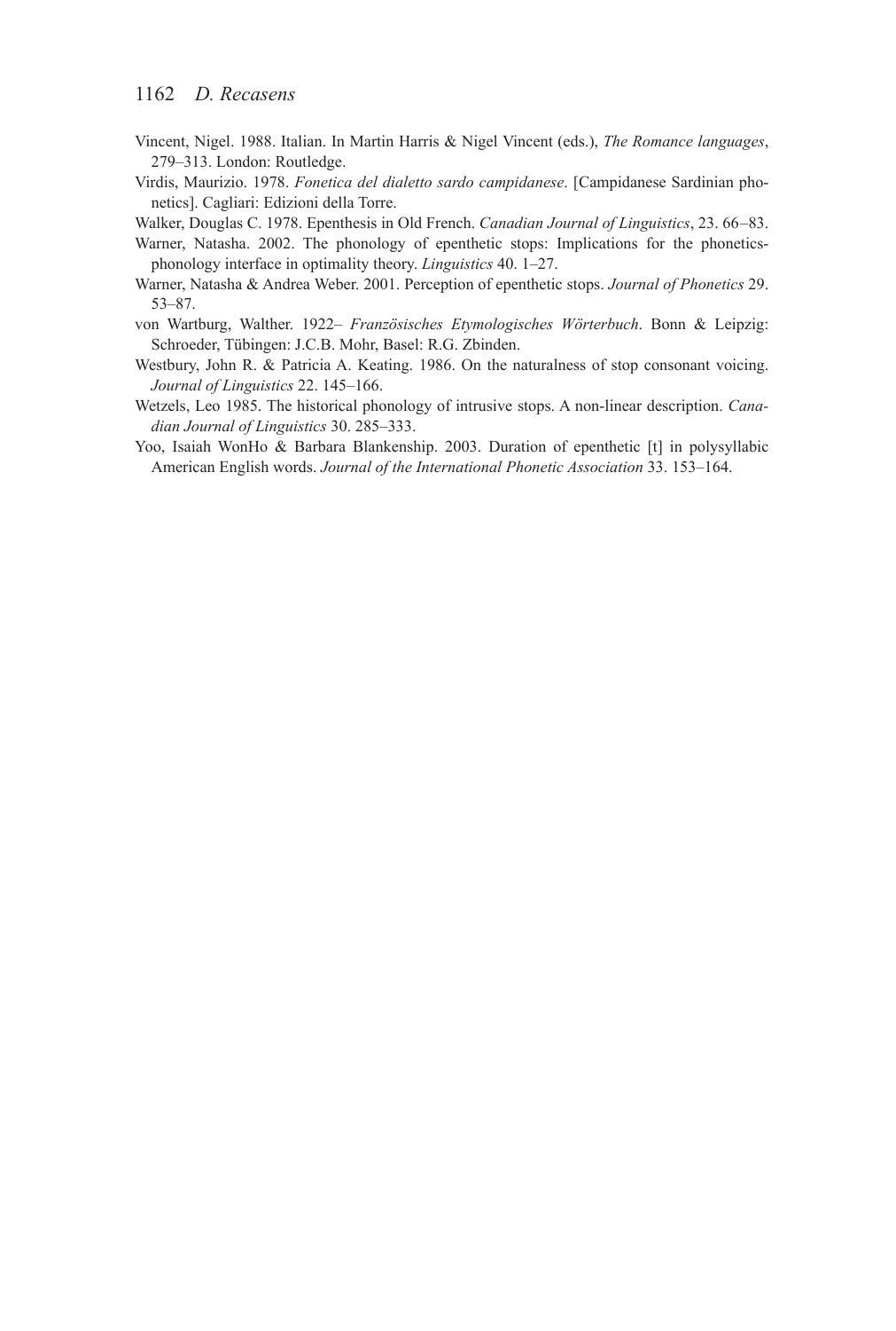Vincent, Nigel. 1988. Italian. In Martin Harris & Nigel Vincent (eds.), *The Romance languages*, 279–313. London: Routledge.

Virdis, Maurizio. 1978. *Fonetica del dialetto sardo campidanese*. [Campidanese Sardinian phonetics]. Cagliari: Edizioni della Torre.

Walker, Douglas C. 1978. Epenthesis in Old French. *Canadian Journal of Linguistics*, 23. 66–83.

Warner, Natasha. 2002. The phonology of epenthetic stops: Implications for the phonetics-phonology interface in optimality theory. *Linguistics* 40. 1–27.

Warner, Natasha & Andrea Weber. 2001. Perception of epenthetic stops. *Journal of Phonetics* 29. 53–87.

von Wartburg, Walther. 1922– *Französisches Etymologisches Wörterbuch*. Bonn & Leipzig: Schroeder, Tübingen: J.C.B. Mohr, Basel: R.G. Zbinden.

Westbury, John R. & Patricia A. Keating. 1986. On the naturalness of stop consonant voicing. *Journal of Linguistics* 22. 145–166.

Wetzels, Leo 1985. The historical phonology of intrusive stops. A non-linear description. *Canadian Journal of Linguistics* 30. 285–333.

Yoo, Isaiah WonHo & Barbara Blankenship. 2003. Duration of epenthetic [t] in polysyllabic American English words. *Journal of the International Phonetic Association* 33. 153–164.